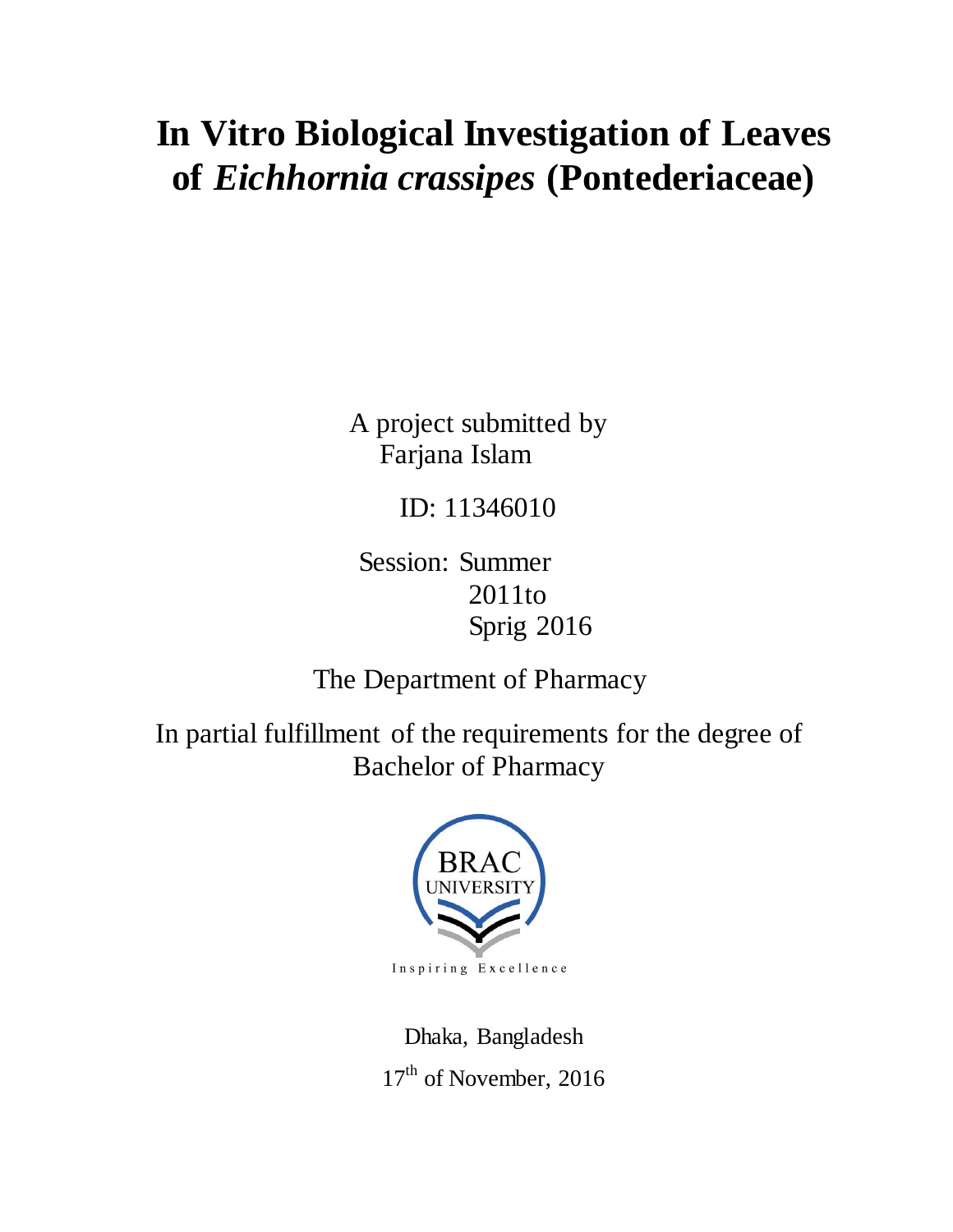# In Vitro Biological Investigation of Leaves of *Eichhornia crassipes* (Pontederiaceae)

A project submitted by
Farjana Islam

ID: 11346010

Session: Summer 2011to Sprig 2016

The Department of Pharmacy

In partial fulfillment of the requirements for the degree of Bachelor of Pharmacy

BRAC UNIVERSITY

Inspiring Excellence

Dhaka, Bangladesh

17th of November, 2016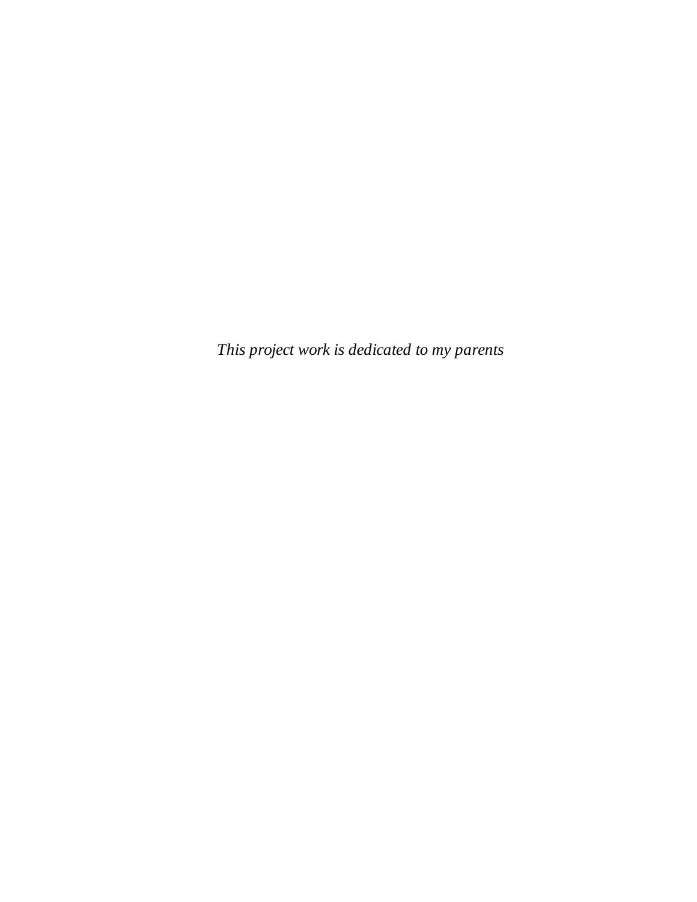*This project work is dedicated to my parents*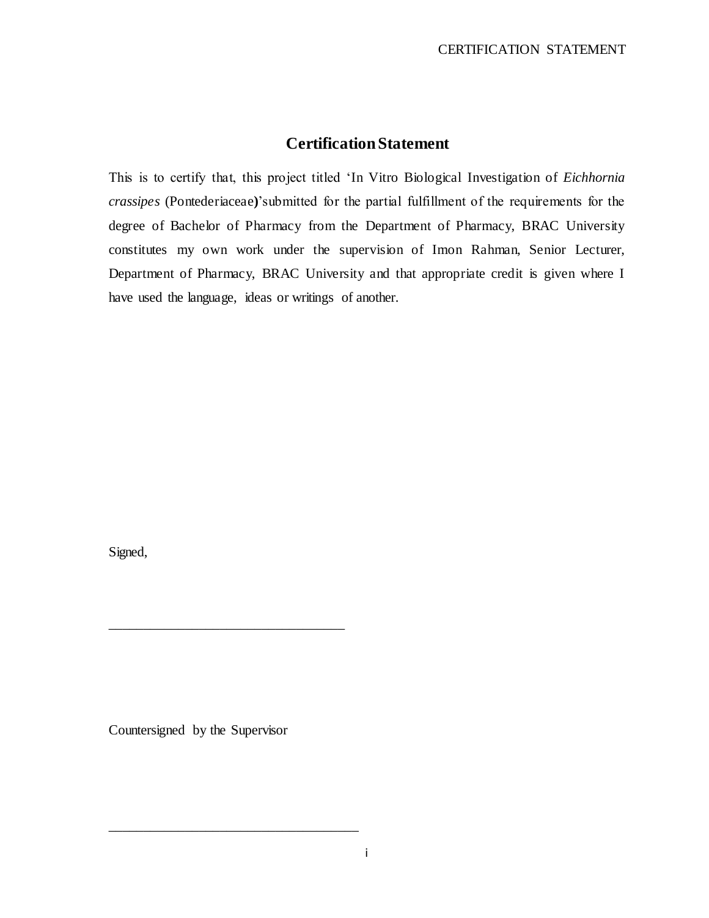# Certification Statement

This is to certify that, this project titled 'In Vitro Biological Investigation of *Eichhornia crassipes* (Pontederiaceae)'submitted for the partial fulfillment of the requirements for the degree of Bachelor of Pharmacy from the Department of Pharmacy, BRAC University constitutes my own work under the supervision of Imon Rahman, Senior Lecturer, Department of Pharmacy, BRAC University and that appropriate credit is given where I have used the language, ideas or writings of another.

Signed,

___________________________________

Countersigned by the Supervisor

_____________________________________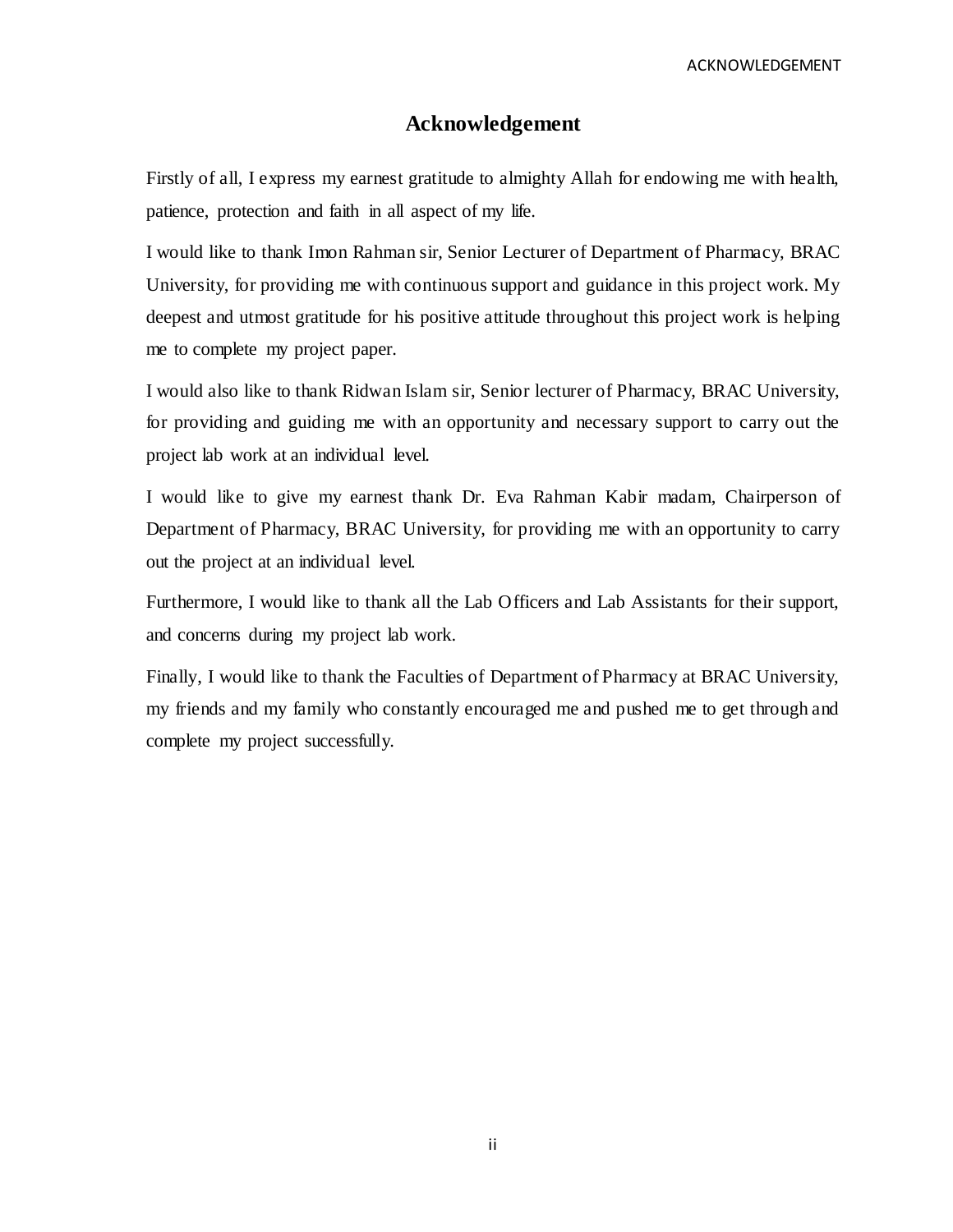# Acknowledgement

Firstly of all, I express my earnest gratitude to almighty Allah for endowing me with health, patience, protection and faith in all aspect of my life.

I would like to thank Imon Rahman sir, Senior Lecturer of Department of Pharmacy, BRAC University, for providing me with continuous support and guidance in this project work. My deepest and utmost gratitude for his positive attitude throughout this project work is helping me to complete my project paper.

I would also like to thank Ridwan Islam sir, Senior lecturer of Pharmacy, BRAC University, for providing and guiding me with an opportunity and necessary support to carry out the project lab work at an individual level.

I would like to give my earnest thank Dr. Eva Rahman Kabir madam, Chairperson of Department of Pharmacy, BRAC University, for providing me with an opportunity to carry out the project at an individual level.

Furthermore, I would like to thank all the Lab Officers and Lab Assistants for their support, and concerns during my project lab work.

Finally, I would like to thank the Faculties of Department of Pharmacy at BRAC University, my friends and my family who constantly encouraged me and pushed me to get through and complete my project successfully.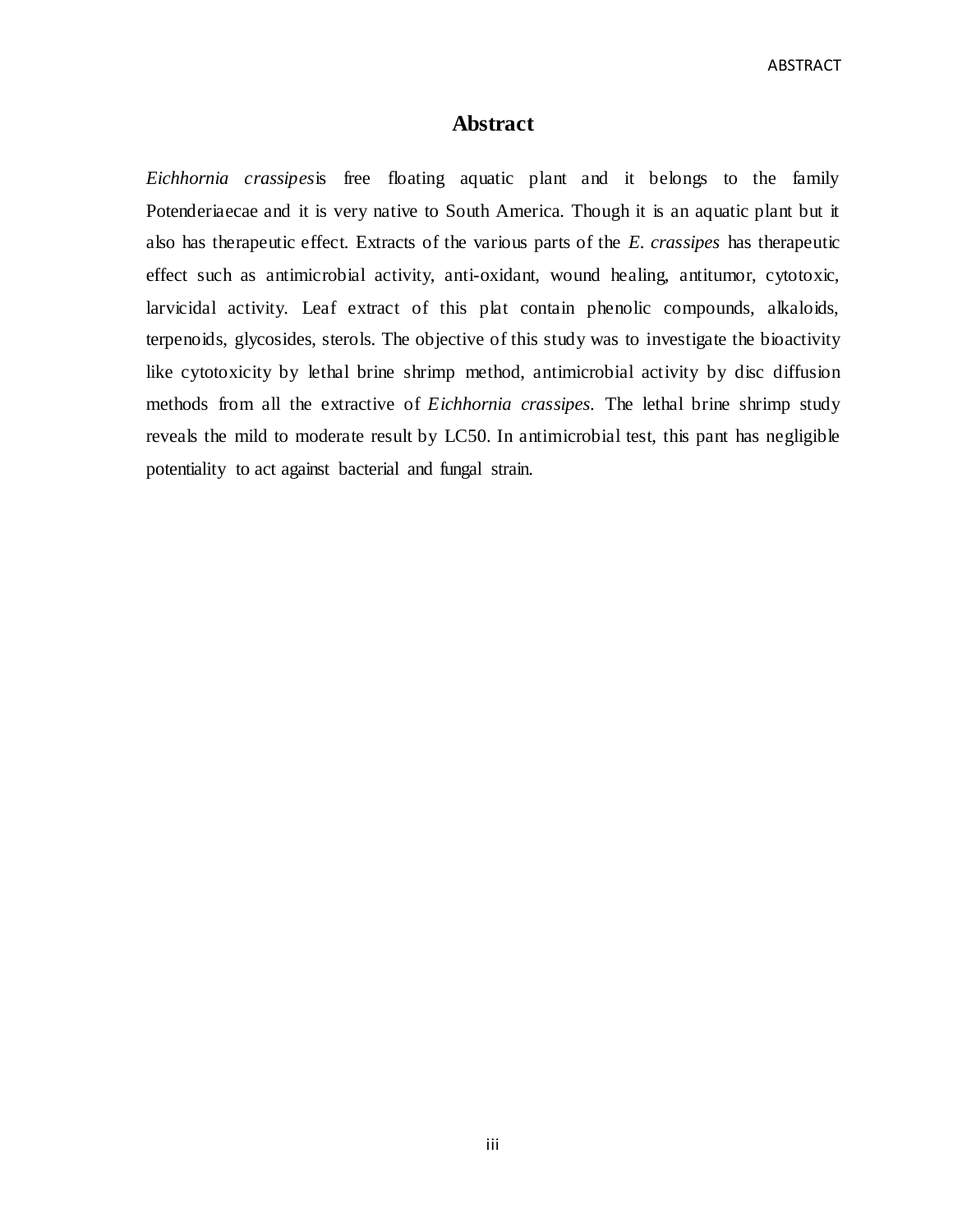# Abstract

*Eichhornia crassipes*is free floating aquatic plant and it belongs to the family Potenderiaecae and it is very native to South America. Though it is an aquatic plant but it also has therapeutic effect. Extracts of the various parts of the *E. crassipes* has therapeutic effect such as antimicrobial activity, anti-oxidant, wound healing, antitumor, cytotoxic, larvicidal activity. Leaf extract of this plat contain phenolic compounds, alkaloids, terpenoids, glycosides, sterols. The objective of this study was to investigate the bioactivity like cytotoxicity by lethal brine shrimp method, antimicrobial activity by disc diffusion methods from all the extractive of *Eichhornia crassipes.* The lethal brine shrimp study reveals the mild to moderate result by LC50. In antimicrobial test, this pant has negligible potentiality to act against bacterial and fungal strain.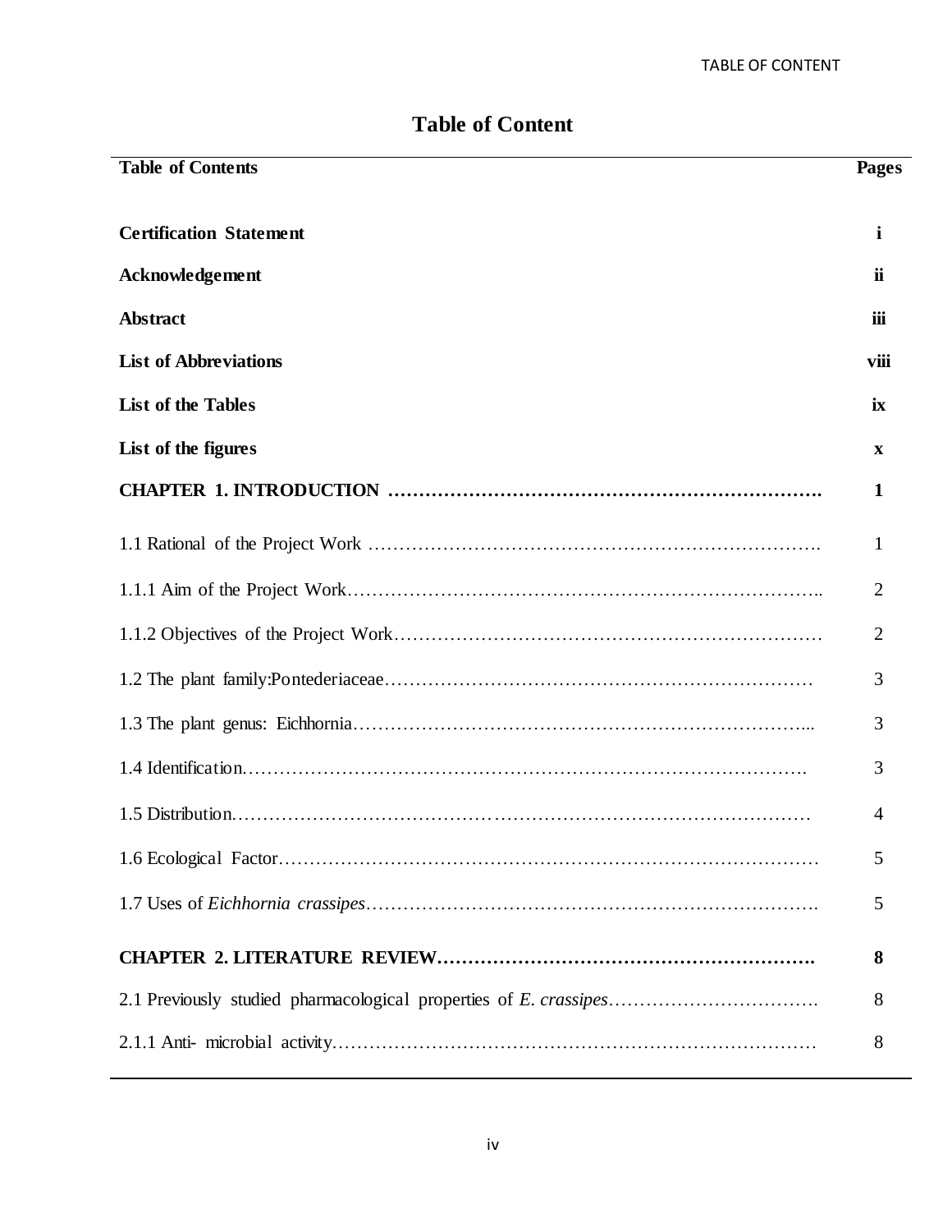# Table of Content

| Table of Contents | Pages |
|---|---|
| **Certification Statement** | **i** |
| **Acknowledgement** | **ii** |
| **Abstract** | **iii** |
| **List of Abbreviations** | **viii** |
| **List of the Tables** | **ix** |
| **List of the figures** | **x** |
| **CHAPTER 1. INTRODUCTION ……………………………………………………………** | **1** |
| 1.1 Rational of the Project Work ………………………………………………………………. | 1 |
| 1.1.1 Aim of the Project Work………………………………………………………………….. | 2 |
| 1.1.2 Objectives of the Project Work………………………………………………………… | 2 |
| 1.2 The plant family:Pontederiaceae………………………………………………………… | 3 |
| 1.3 The plant genus: Eichhornia………………………………………………………………... | 3 |
| 1.4 Identification…………………………………………………………………………………. | 3 |
| 1.5 Distribution………………………………………………………………………………… | 4 |
| 1.6 Ecological Factor…………………………………………………………………………… | 5 |
| 1.7 Uses of *Eichhornia crassipes*………………………………………………………………. | 5 |
| **CHAPTER 2. LITERATURE REVIEW…………………………………………………….** | **8** |
| 2.1 Previously studied pharmacological properties of *E. crassipes*……………………………. | 8 |
| 2.1.1 Anti- microbial activity……………………………………………………………………. | 8 |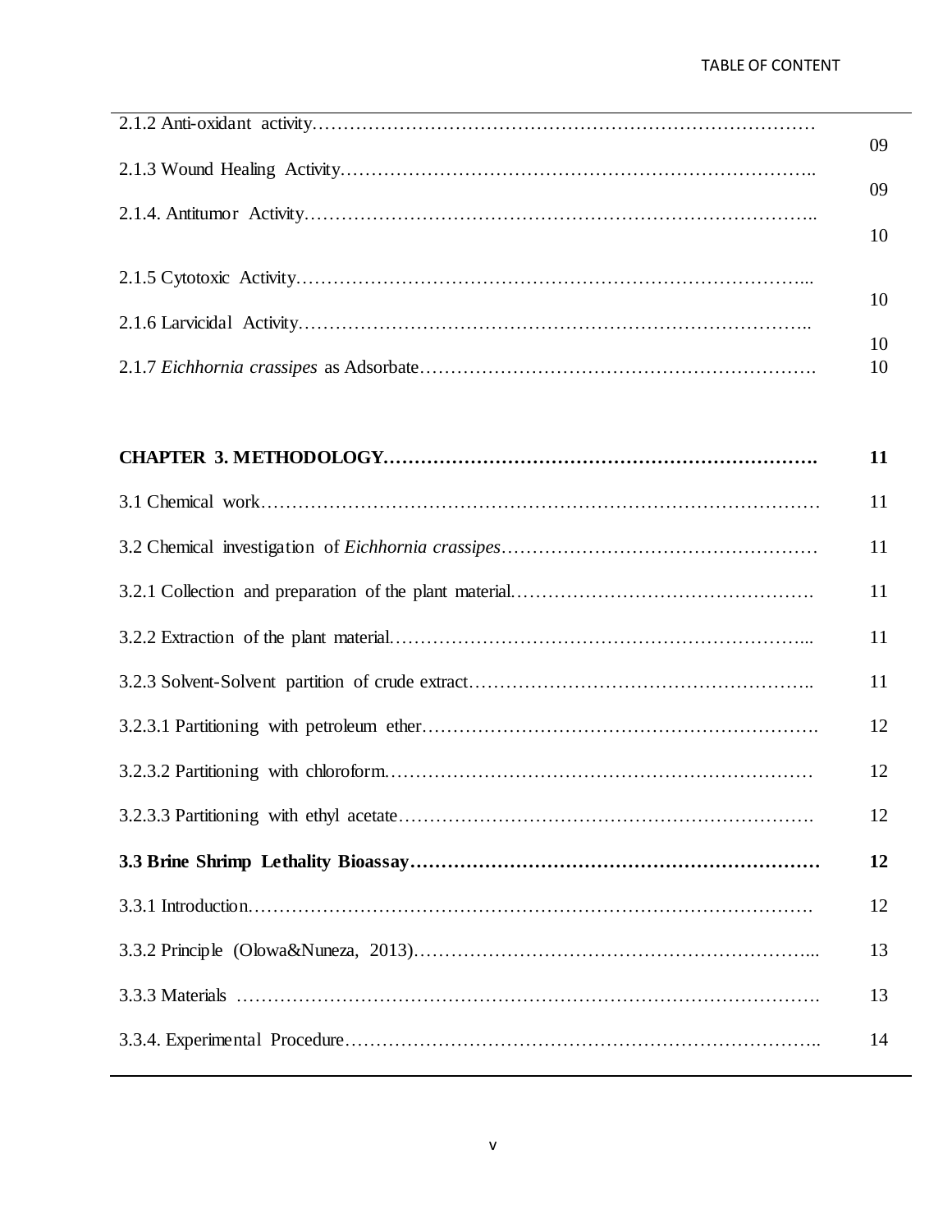| | |
|---|---|
| 2.1.2 Anti-oxidant activity………………………………………………………………………… | 09 |
| 2.1.3 Wound Healing Activity………………………………………………………………….. | 09 |
| 2.1.4. Antitumor Activity…………………………………………………………………….. | 10 |
| 2.1.5 Cytotoxic Activity……………………………………………………………………... | 10 |
| 2.1.6 Larvicidal Activity…………………………………………………………………….. | 10 |
| 2.1.7 *Eichhornia crassipes* as Adsorbate……………………………………………………. | 10 |
| **CHAPTER 3. METHODOLOGY…………………………………………………………….** | **11** |
| 3.1 Chemical work……………………………………………………………………………… | 11 |
| 3.2 Chemical investigation of *Eichhornia crassipes*…………………………………………… | 11 |
| 3.2.1 Collection and preparation of the plant material…………………………………………. | 11 |
| 3.2.2 Extraction of the plant material…………………………………………………………... | 11 |
| 3.2.3 Solvent-Solvent partition of crude extract……………………………………………….. | 11 |
| 3.2.3.1 Partitioning with petroleum ether………………………………………………………. | 12 |
| 3.2.3.2 Partitioning with chloroform…………………………………………………………… | 12 |
| 3.2.3.3 Partitioning with ethyl acetate…………………………………………………………. | 12 |
| **3.3 Brine Shrimp Lethality Bioassay…………………………………………………………** | **12** |
| 3.3.1 Introduction………………………………………………………………………………. | 12 |
| 3.3.2 Principle (Olowa&Nuneza, 2013)………………………………………………………... | 13 |
| 3.3.3 Materials ………………………………………………………………………………. | 13 |
| 3.3.4. Experimental Procedure………………………………………………………………….. | 14 |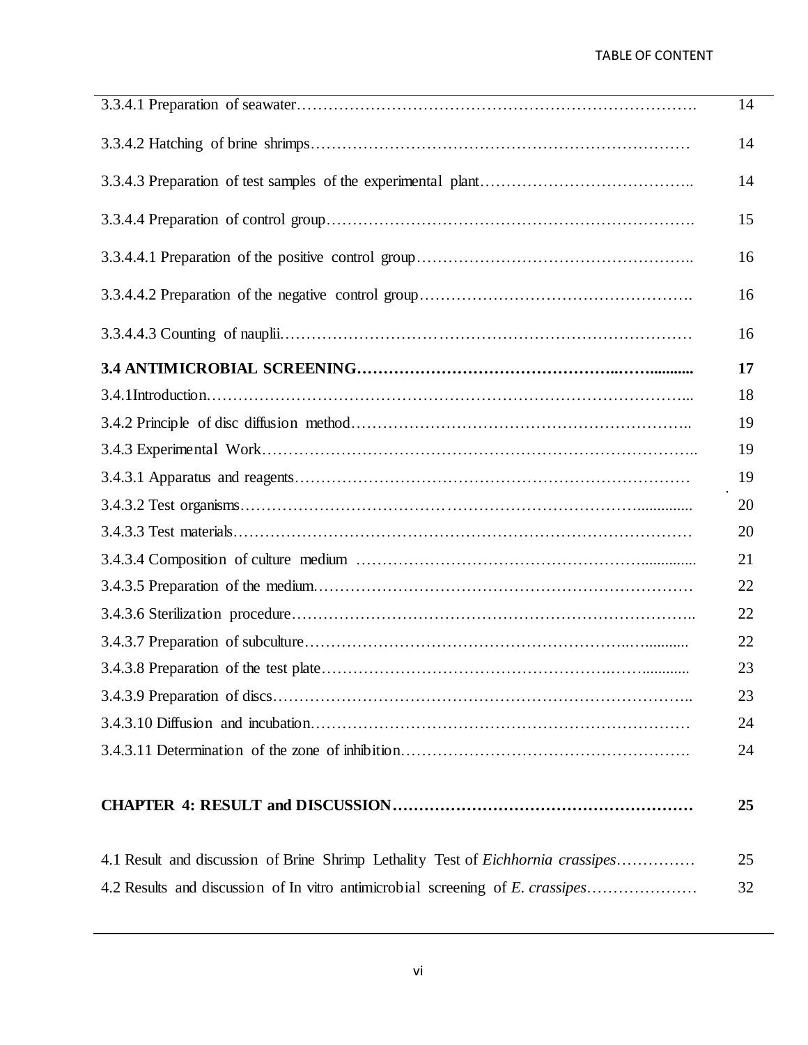| | |
|---|---|
| 3.3.4.1 Preparation of seawater | 14 |
| 3.3.4.2 Hatching of brine shrimps | 14 |
| 3.3.4.3 Preparation of test samples of the experimental plant | 14 |
| 3.3.4.4 Preparation of control group | 15 |
| 3.3.4.4.1 Preparation of the positive control group | 16 |
| 3.3.4.4.2 Preparation of the negative control group | 16 |
| 3.3.4.4.3 Counting of nauplii | 16 |
| **3.4 ANTIMICROBIAL SCREENING** | **17** |
| 3.4.1Introduction | 18 |
| 3.4.2 Principle of disc diffusion method | 19 |
| 3.4.3 Experimental Work | 19 |
| 3.4.3.1 Apparatus and reagents | 19 |
| 3.4.3.2 Test organisms | 20 |
| 3.4.3.3 Test materials | 20 |
| 3.4.3.4 Composition of culture medium | 21 |
| 3.4.3.5 Preparation of the medium | 22 |
| 3.4.3.6 Sterilization procedure | 22 |
| 3.4.3.7 Preparation of subculture | 22 |
| 3.4.3.8 Preparation of the test plate | 23 |
| 3.4.3.9 Preparation of discs | 23 |
| 3.4.3.10 Diffusion and incubation | 24 |
| 3.4.3.11 Determination of the zone of inhibition | 24 |
| **CHAPTER 4: RESULT and DISCUSSION** | **25** |
| 4.1 Result and discussion of Brine Shrimp Lethality Test of *Eichhornia crassipes* | 25 |
| 4.2 Results and discussion of In vitro antimicrobial screening of *E. crassipes* | 32 |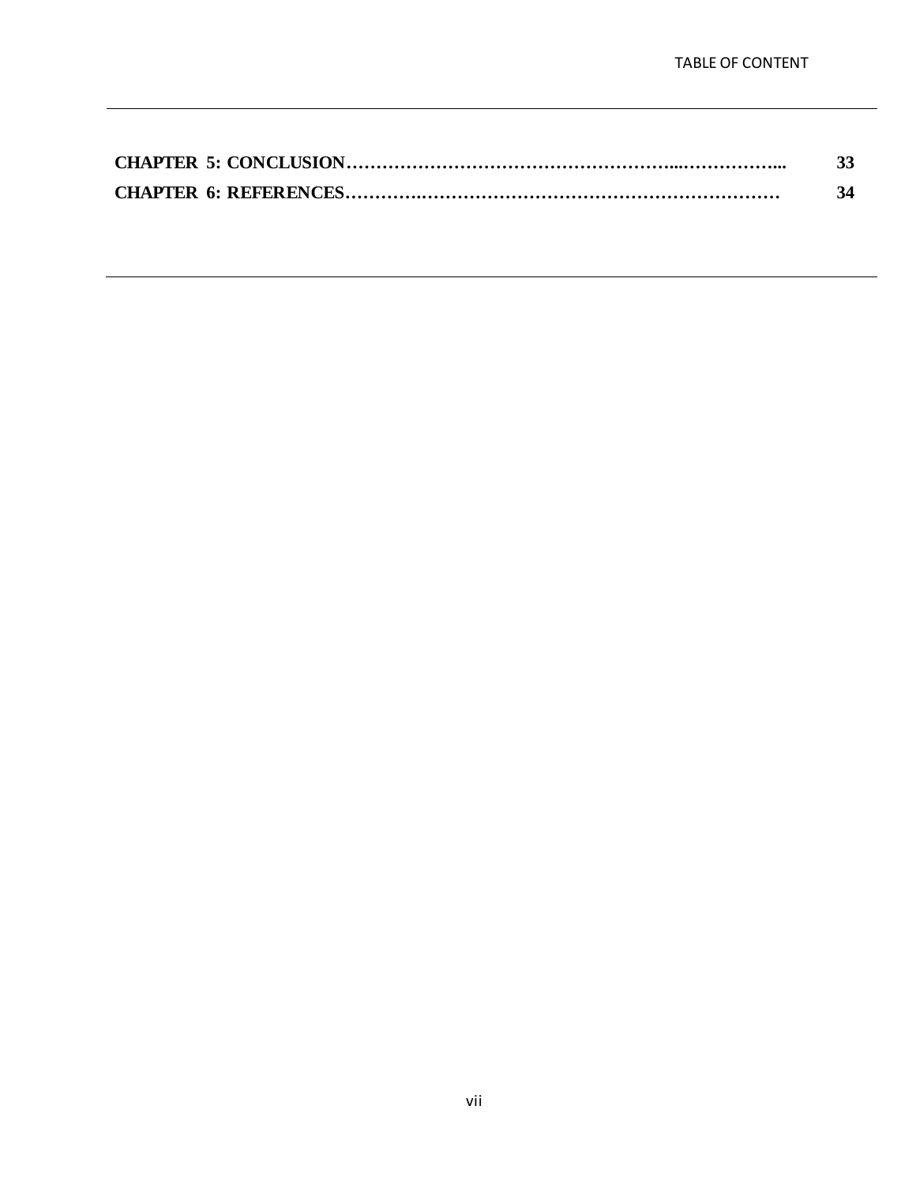| | |
|---|---|
| **CHAPTER 5: CONCLUSION……………………………………………………...……………...** | **33** |
| **CHAPTER 6: REFERENCES………….………………………………………………………** | **34** |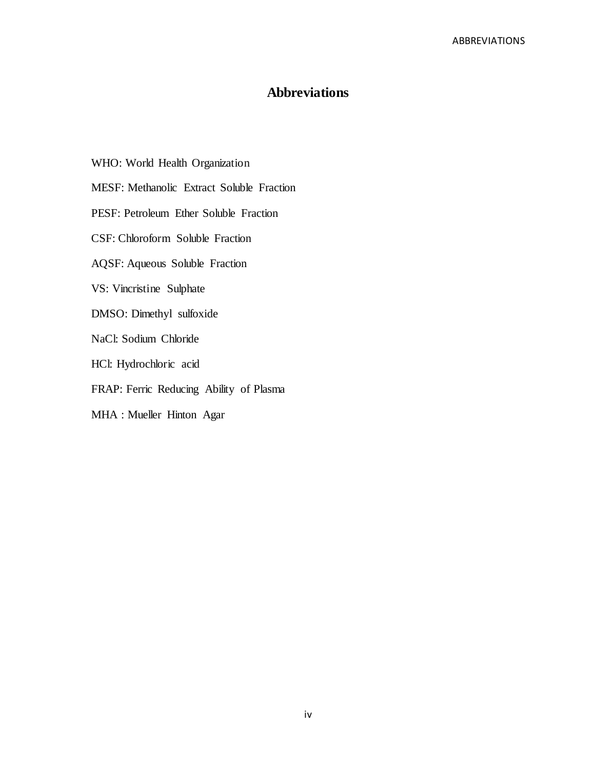# Abbreviations

WHO: World Health Organization

MESF: Methanolic Extract Soluble Fraction

PESF: Petroleum Ether Soluble Fraction

CSF: Chloroform Soluble Fraction

AQSF: Aqueous Soluble Fraction

VS: Vincristine Sulphate

DMSO: Dimethyl sulfoxide

NaCl: Sodium Chloride

HCl: Hydrochloric acid

FRAP: Ferric Reducing Ability of Plasma

MHA : Mueller Hinton Agar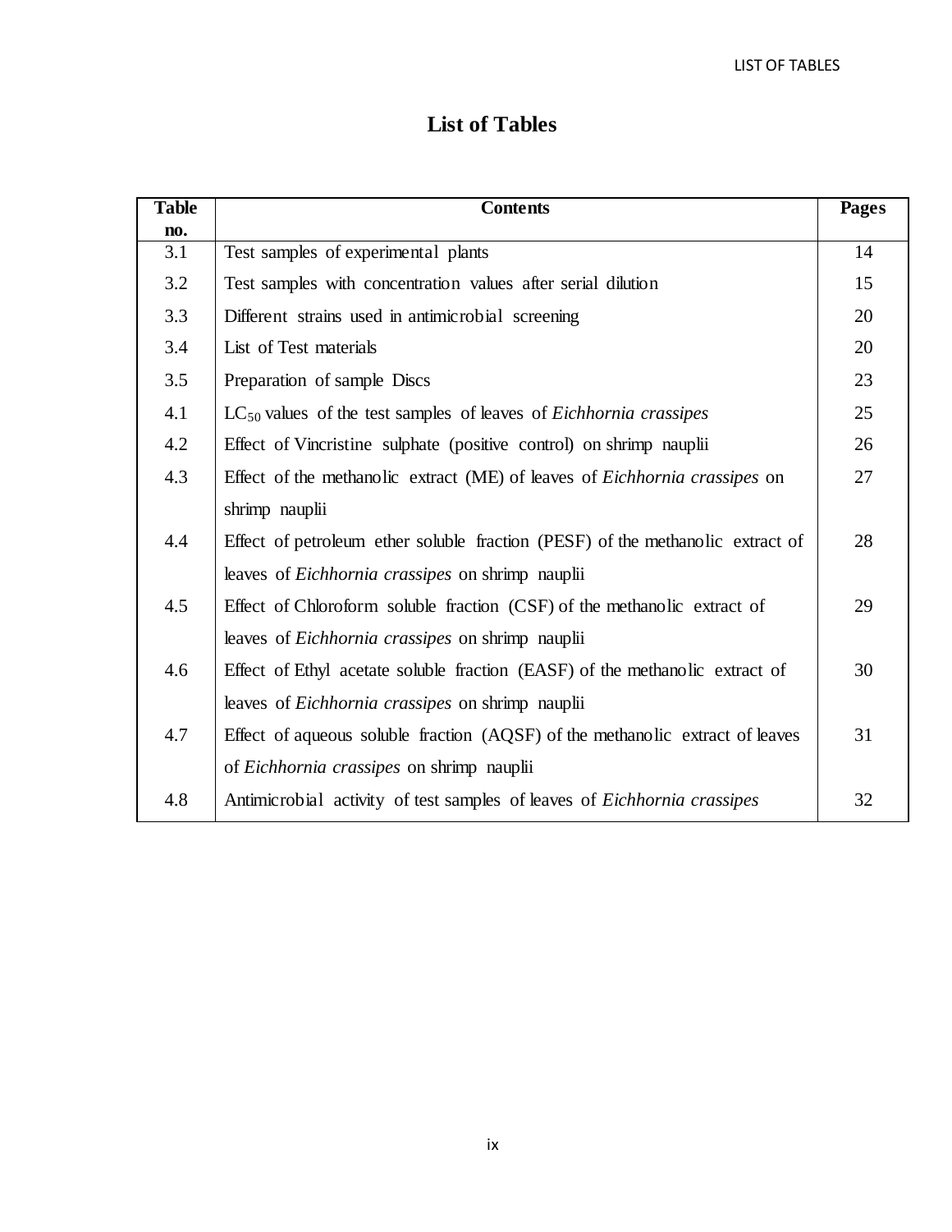# List of Tables

| Table no. | Contents | Pages |
|---|---|---|
| 3.1 | Test samples of experimental plants | 14 |
| 3.2 | Test samples with concentration values after serial dilution | 15 |
| 3.3 | Different strains used in antimicrobial screening | 20 |
| 3.4 | List of Test materials | 20 |
| 3.5 | Preparation of sample Discs | 23 |
| 4.1 | $LC_{50}$ values of the test samples of leaves of *Eichhornia crassipes* | 25 |
| 4.2 | Effect of Vincristine sulphate (positive control) on shrimp nauplii | 26 |
| 4.3 | Effect of the methanolic extract (ME) of leaves of *Eichhornia crassipes* on shrimp nauplii | 27 |
| 4.4 | Effect of petroleum ether soluble fraction (PESF) of the methanolic extract of leaves of *Eichhornia crassipes* on shrimp nauplii | 28 |
| 4.5 | Effect of Chloroform soluble fraction (CSF) of the methanolic extract of leaves of *Eichhornia crassipes* on shrimp nauplii | 29 |
| 4.6 | Effect of Ethyl acetate soluble fraction (EASF) of the methanolic extract of leaves of *Eichhornia crassipes* on shrimp nauplii | 30 |
| 4.7 | Effect of aqueous soluble fraction (AQSF) of the methanolic extract of leaves of *Eichhornia crassipes* on shrimp nauplii | 31 |
| 4.8 | Antimicrobial activity of test samples of leaves of *Eichhornia crassipes* | 32 |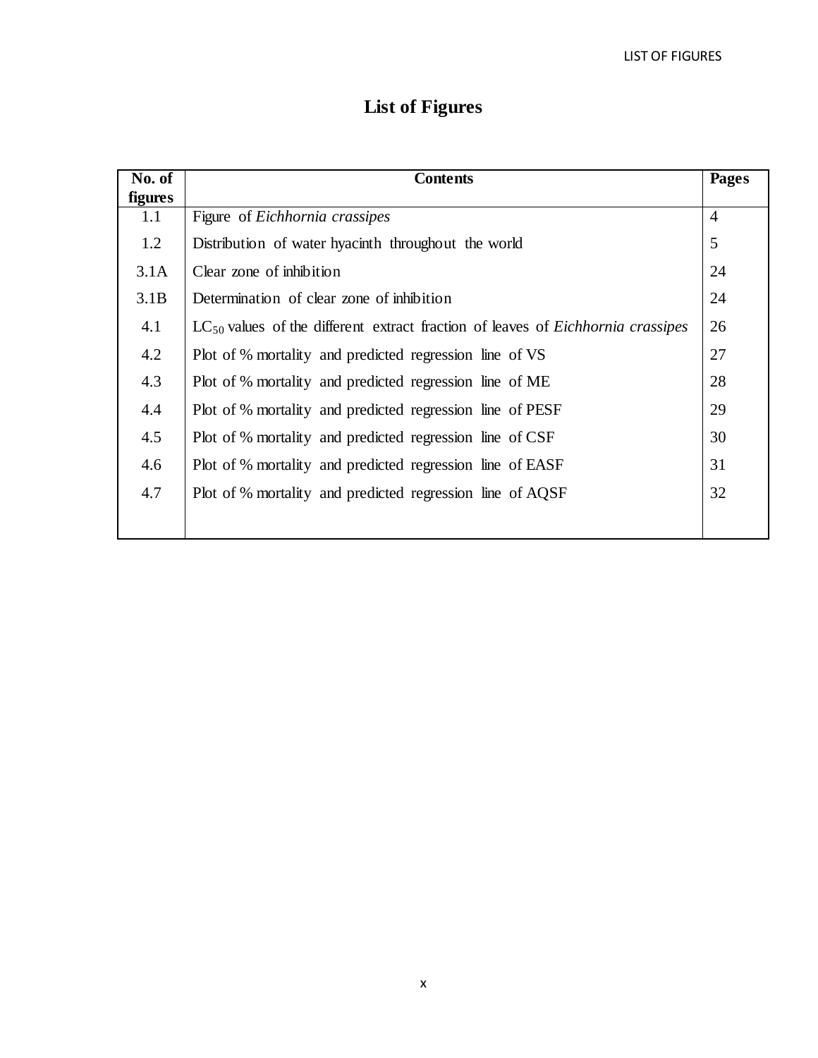# List of Figures

| No. of figures | Contents | Pages |
|---|---|---|
| 1.1 | Figure of *Eichhornia crassipes* | 4 |
| 1.2 | Distribution of water hyacinth throughout the world | 5 |
| 3.1A | Clear zone of inhibition | 24 |
| 3.1B | Determination of clear zone of inhibition | 24 |
| 4.1 | $LC_{50}$ values of the different extract fraction of leaves of *Eichhornia crassipes* | 26 |
| 4.2 | Plot of % mortality and predicted regression line of VS | 27 |
| 4.3 | Plot of % mortality and predicted regression line of ME | 28 |
| 4.4 | Plot of % mortality and predicted regression line of PESF | 29 |
| 4.5 | Plot of % mortality and predicted regression line of CSF | 30 |
| 4.6 | Plot of % mortality and predicted regression line of EASF | 31 |
| 4.7 | Plot of % mortality and predicted regression line of AQSF | 32 |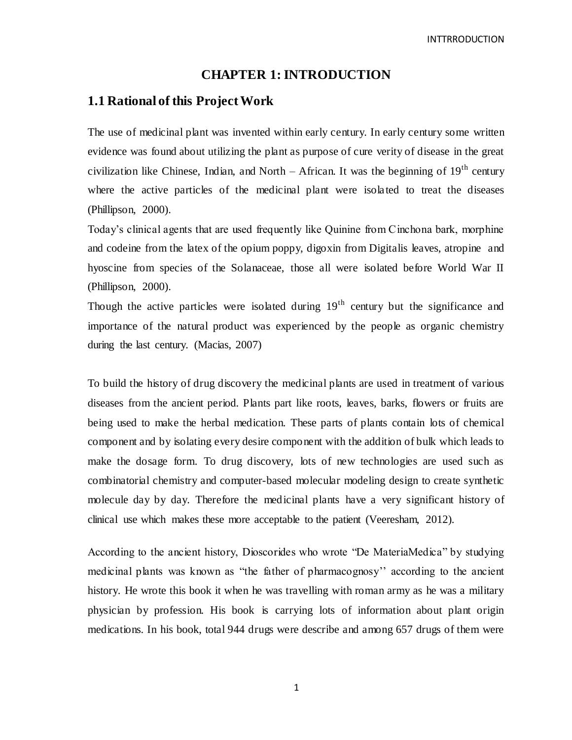# CHAPTER 1: INTRODUCTION

## 1.1 Rational of this Project Work

The use of medicinal plant was invented within early century. In early century some written evidence was found about utilizing the plant as purpose of cure verity of disease in the great civilization like Chinese, Indian, and North – African. It was the beginning of $19^{th}$ century where the active particles of the medicinal plant were isolated to treat the diseases (Phillipson, 2000).

Today's clinical agents that are used frequently like Quinine from Cinchona bark, morphine and codeine from the latex of the opium poppy, digoxin from Digitalis leaves, atropine and hyoscine from species of the Solanaceae, those all were isolated before World War II (Phillipson, 2000).

Though the active particles were isolated during $19^{th}$ century but the significance and importance of the natural product was experienced by the people as organic chemistry during the last century. (Macias, 2007)

To build the history of drug discovery the medicinal plants are used in treatment of various diseases from the ancient period. Plants part like roots, leaves, barks, flowers or fruits are being used to make the herbal medication. These parts of plants contain lots of chemical component and by isolating every desire component with the addition of bulk which leads to make the dosage form. To drug discovery, lots of new technologies are used such as combinatorial chemistry and computer-based molecular modeling design to create synthetic molecule day by day. Therefore the medicinal plants have a very significant history of clinical use which makes these more acceptable to the patient (Veeresham, 2012).

According to the ancient history, Dioscorides who wrote "De MateriaMedica" by studying medicinal plants was known as "the father of pharmacognosy'' according to the ancient history. He wrote this book it when he was travelling with roman army as he was a military physician by profession. His book is carrying lots of information about plant origin medications. In his book, total 944 drugs were describe and among 657 drugs of them were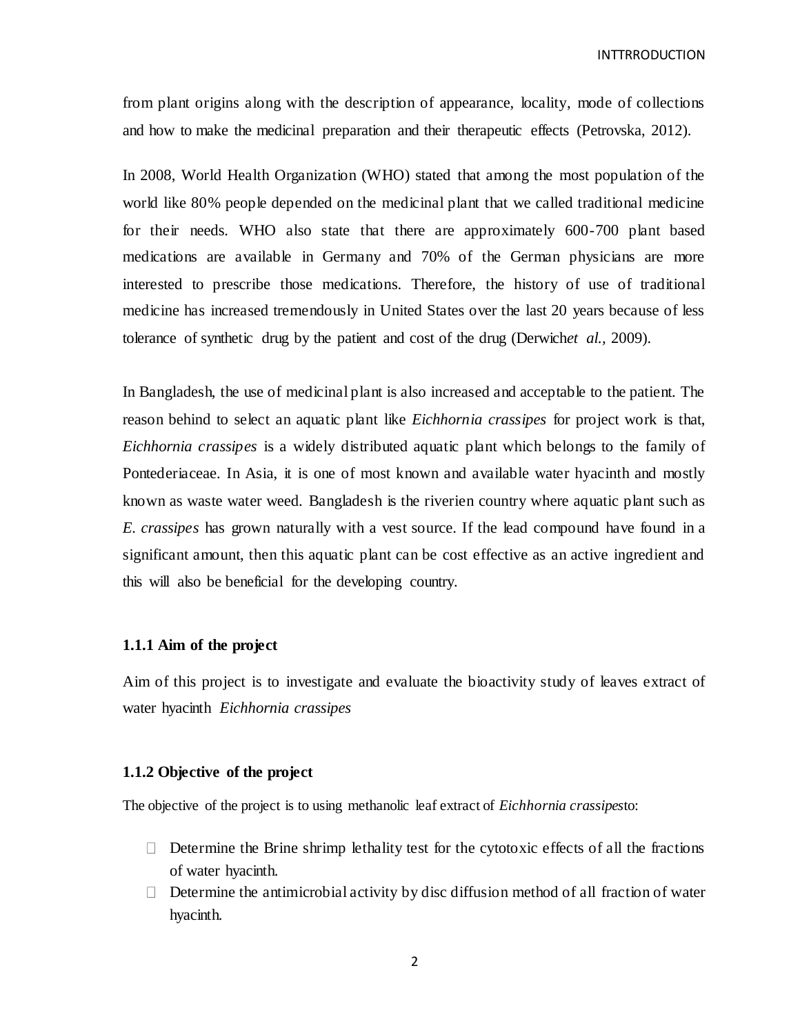from plant origins along with the description of appearance, locality, mode of collections and how to make the medicinal preparation and their therapeutic effects (Petrovska, 2012).

In 2008, World Health Organization (WHO) stated that among the most population of the world like 80% people depended on the medicinal plant that we called traditional medicine for their needs. WHO also state that there are approximately 600-700 plant based medications are available in Germany and 70% of the German physicians are more interested to prescribe those medications. Therefore, the history of use of traditional medicine has increased tremendously in United States over the last 20 years because of less tolerance of synthetic drug by the patient and cost of the drug (Derwich*et al.*, 2009).

In Bangladesh, the use of medicinal plant is also increased and acceptable to the patient. The reason behind to select an aquatic plant like *Eichhornia crassipes* for project work is that, *Eichhornia crassipes* is a widely distributed aquatic plant which belongs to the family of Pontederiaceae. In Asia, it is one of most known and available water hyacinth and mostly known as waste water weed. Bangladesh is the riverien country where aquatic plant such as *E. crassipes* has grown naturally with a vest source. If the lead compound have found in a significant amount, then this aquatic plant can be cost effective as an active ingredient and this will also be beneficial for the developing country.

### 1.1.1 Aim of the project

Aim of this project is to investigate and evaluate the bioactivity study of leaves extract of water hyacinth *Eichhornia crassipes*

### 1.1.2 Objective of the project

The objective of the project is to using methanolic leaf extract of *Eichhornia crassipes*to:

- Determine the Brine shrimp lethality test for the cytotoxic effects of all the fractions of water hyacinth.
- Determine the antimicrobial activity by disc diffusion method of all fraction of water hyacinth.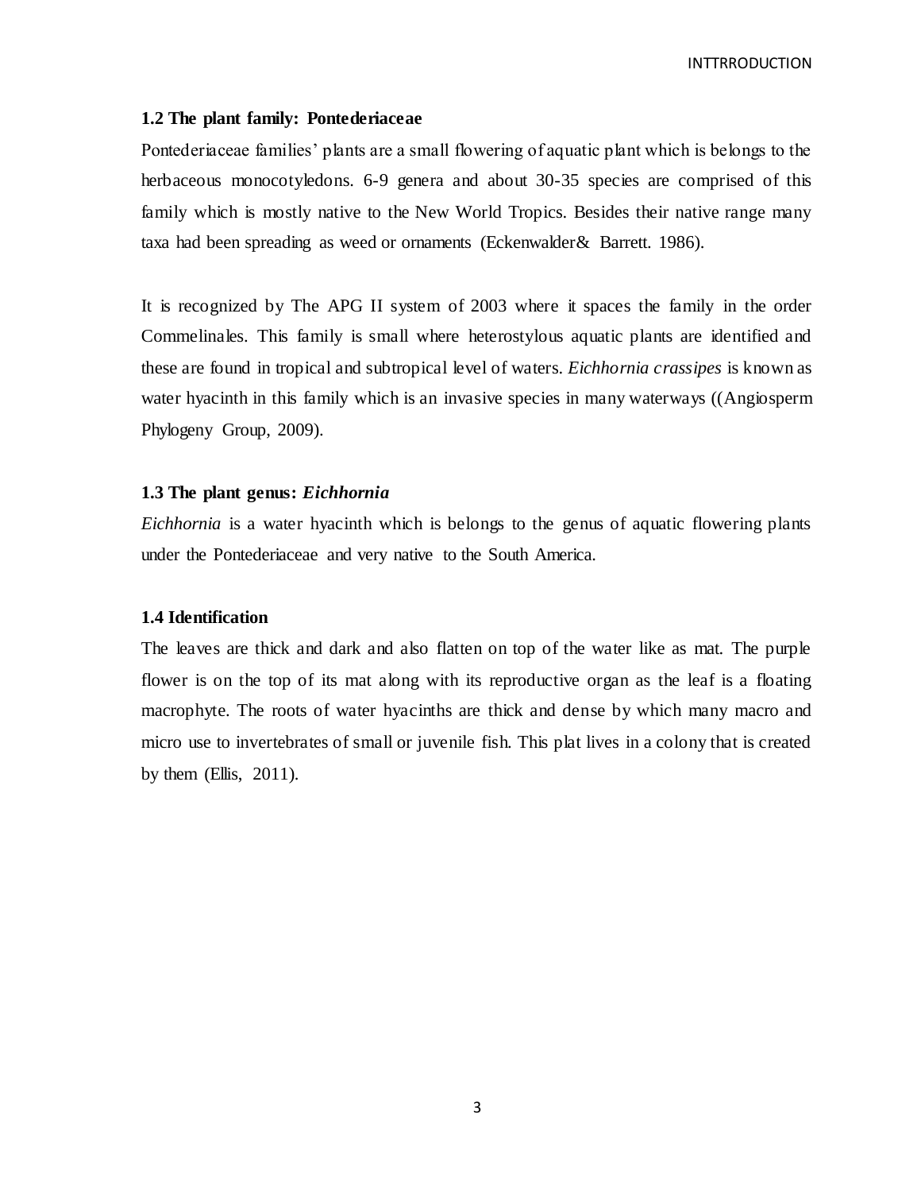### 1.2 The plant family: Pontederiaceae

Pontederiaceae families' plants are a small flowering of aquatic plant which is belongs to the herbaceous monocotyledons. 6-9 genera and about 30-35 species are comprised of this family which is mostly native to the New World Tropics. Besides their native range many taxa had been spreading as weed or ornaments (Eckenwalder& Barrett. 1986).

It is recognized by The APG II system of 2003 where it spaces the family in the order Commelinales. This family is small where heterostylous aquatic plants are identified and these are found in tropical and subtropical level of waters. *Eichhornia crassipes* is known as water hyacinth in this family which is an invasive species in many waterways ((Angiosperm Phylogeny Group, 2009).

### 1.3 The plant genus: *Eichhornia*

*Eichhornia* is a water hyacinth which is belongs to the genus of aquatic flowering plants under the Pontederiaceae and very native to the South America.

### 1.4 Identification

The leaves are thick and dark and also flatten on top of the water like as mat. The purple flower is on the top of its mat along with its reproductive organ as the leaf is a floating macrophyte. The roots of water hyacinths are thick and dense by which many macro and micro use to invertebrates of small or juvenile fish. This plat lives in a colony that is created by them (Ellis, 2011).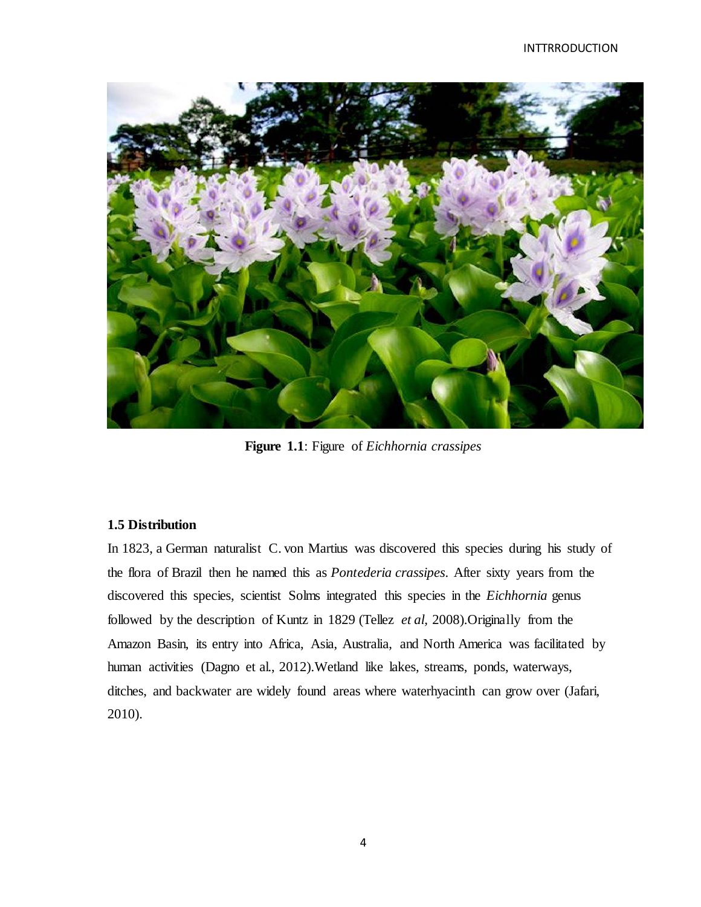**Figure 1.1**: Figure of *Eichhornia crassipes*

### 1.5 Distribution

In 1823, a German naturalist C. von Martius was discovered this species during his study of the flora of Brazil then he named this as *Pontederia crassipes*. After sixty years from the discovered this species, scientist Solms integrated this species in the *Eichhornia* genus followed by the description of Kuntz in 1829 (Tellez *et al,* 2008).Originally from the Amazon Basin, its entry into Africa, Asia, Australia, and North America was facilitated by human activities (Dagno et al., 2012).Wetland like lakes, streams, ponds, waterways, ditches, and backwater are widely found areas where waterhyacinth can grow over (Jafari, 2010).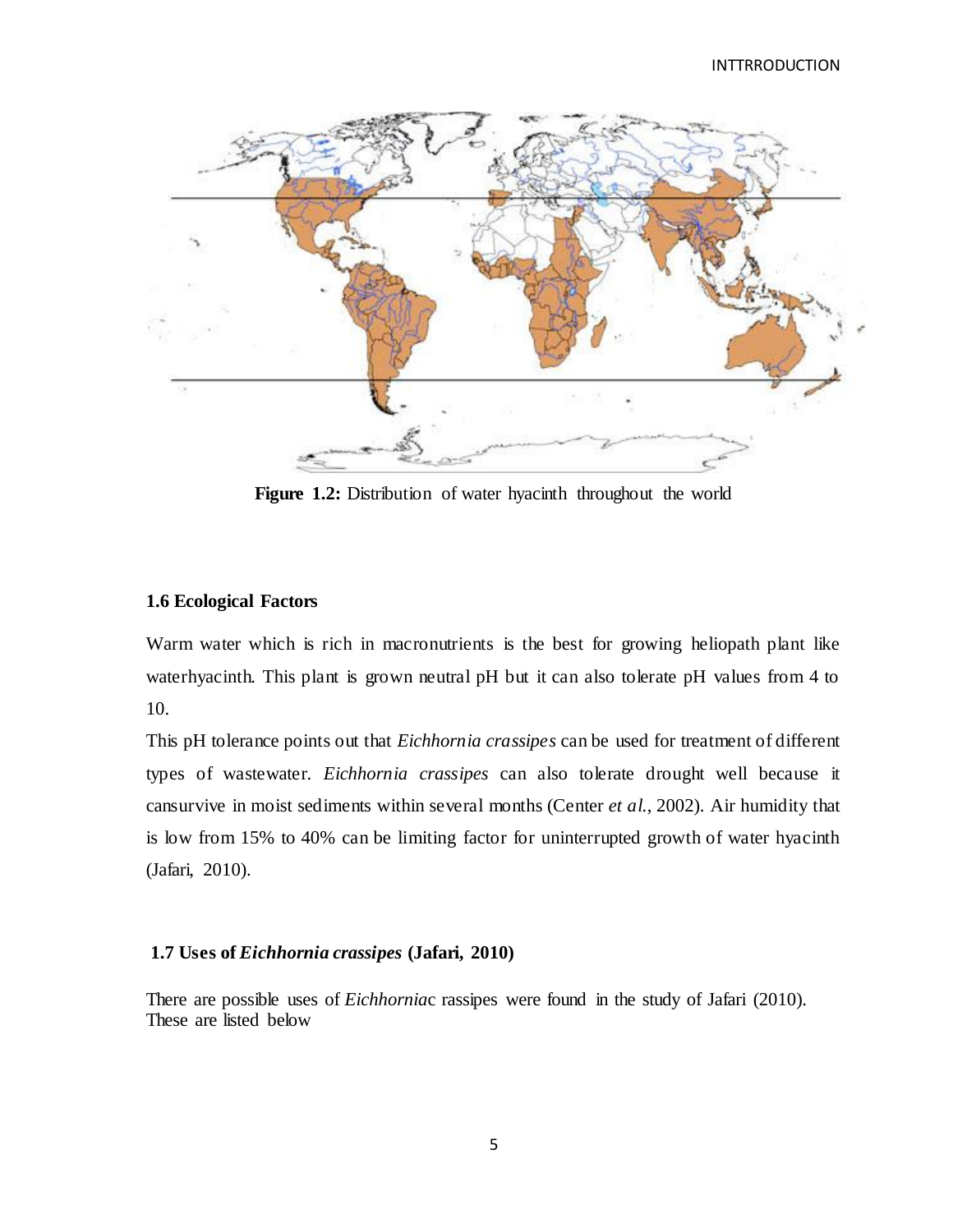**Figure 1.2:** Distribution of water hyacinth throughout the world

### 1.6 Ecological Factors

Warm water which is rich in macronutrients is the best for growing heliopath plant like waterhyacinth. This plant is grown neutral pH but it can also tolerate pH values from 4 to 10.

This pH tolerance points out that *Eichhornia crassipes* can be used for treatment of different types of wastewater. *Eichhornia crassipes* can also tolerate drought well because it cansurvive in moist sediments within several months (Center *et al.*, 2002). Air humidity that is low from 15% to 40% can be limiting factor for uninterrupted growth of water hyacinth (Jafari, 2010).

### 1.7 Uses of *Eichhornia crassipes* (Jafari, 2010)

There are possible uses of *Eichhornia*c rassipes were found in the study of Jafari (2010). These are listed below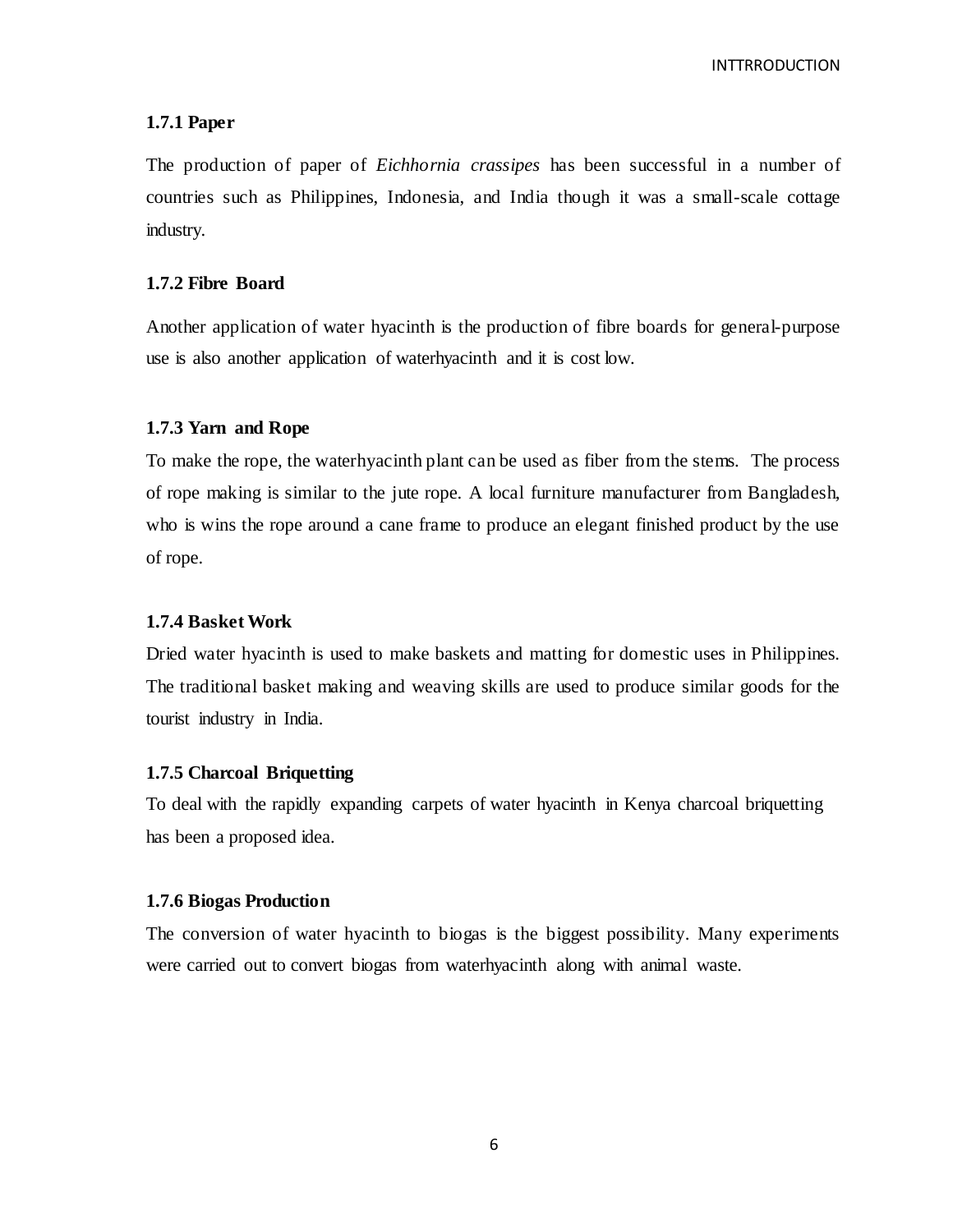### 1.7.1 Paper

The production of paper of *Eichhornia crassipes* has been successful in a number of countries such as Philippines, Indonesia, and India though it was a small-scale cottage industry.

### 1.7.2 Fibre Board

Another application of water hyacinth is the production of fibre boards for general-purpose use is also another application of waterhyacinth and it is cost low.

### 1.7.3 Yarn and Rope

To make the rope, the waterhyacinth plant can be used as fiber from the stems. The process of rope making is similar to the jute rope. A local furniture manufacturer from Bangladesh, who is wins the rope around a cane frame to produce an elegant finished product by the use of rope.

### 1.7.4 Basket Work

Dried water hyacinth is used to make baskets and matting for domestic uses in Philippines. The traditional basket making and weaving skills are used to produce similar goods for the tourist industry in India.

### 1.7.5 Charcoal Briquetting

To deal with the rapidly expanding carpets of water hyacinth in Kenya charcoal briquetting has been a proposed idea.

### 1.7.6 Biogas Production

The conversion of water hyacinth to biogas is the biggest possibility. Many experiments were carried out to convert biogas from waterhyacinth along with animal waste.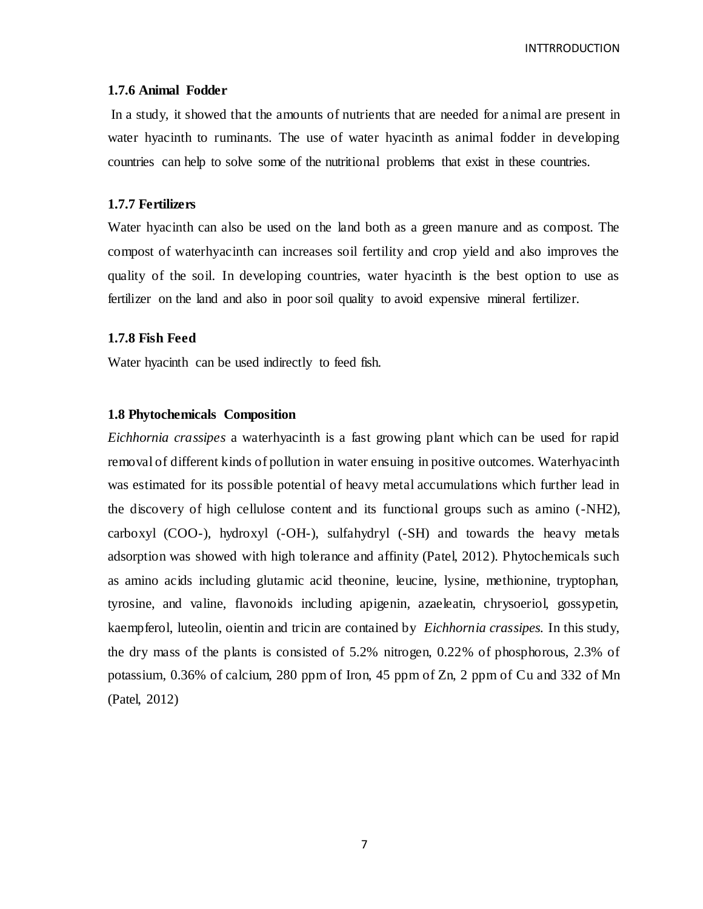### 1.7.6 Animal Fodder

In a study, it showed that the amounts of nutrients that are needed for animal are present in water hyacinth to ruminants. The use of water hyacinth as animal fodder in developing countries can help to solve some of the nutritional problems that exist in these countries.

### 1.7.7 Fertilizers

Water hyacinth can also be used on the land both as a green manure and as compost. The compost of waterhyacinth can increases soil fertility and crop yield and also improves the quality of the soil. In developing countries, water hyacinth is the best option to use as fertilizer on the land and also in poor soil quality to avoid expensive mineral fertilizer.

### 1.7.8 Fish Feed

Water hyacinth can be used indirectly to feed fish.

## 1.8 Phytochemicals Composition

*Eichhornia crassipes* a waterhyacinth is a fast growing plant which can be used for rapid removal of different kinds of pollution in water ensuing in positive outcomes. Waterhyacinth was estimated for its possible potential of heavy metal accumulations which further lead in the discovery of high cellulose content and its functional groups such as amino (-NH2), carboxyl (COO-), hydroxyl (-OH-), sulfahydryl (-SH) and towards the heavy metals adsorption was showed with high tolerance and affinity (Patel, 2012). Phytochemicals such as amino acids including glutamic acid theonine, leucine, lysine, methionine, tryptophan, tyrosine, and valine, flavonoids including apigenin, azaeleatin, chrysoeriol, gossypetin, kaempferol, luteolin, oientin and tricin are contained by *Eichhornia crassipes.* In this study, the dry mass of the plants is consisted of 5.2% nitrogen, 0.22% of phosphorous, 2.3% of potassium, 0.36% of calcium, 280 ppm of Iron, 45 ppm of Zn, 2 ppm of Cu and 332 of Mn (Patel, 2012)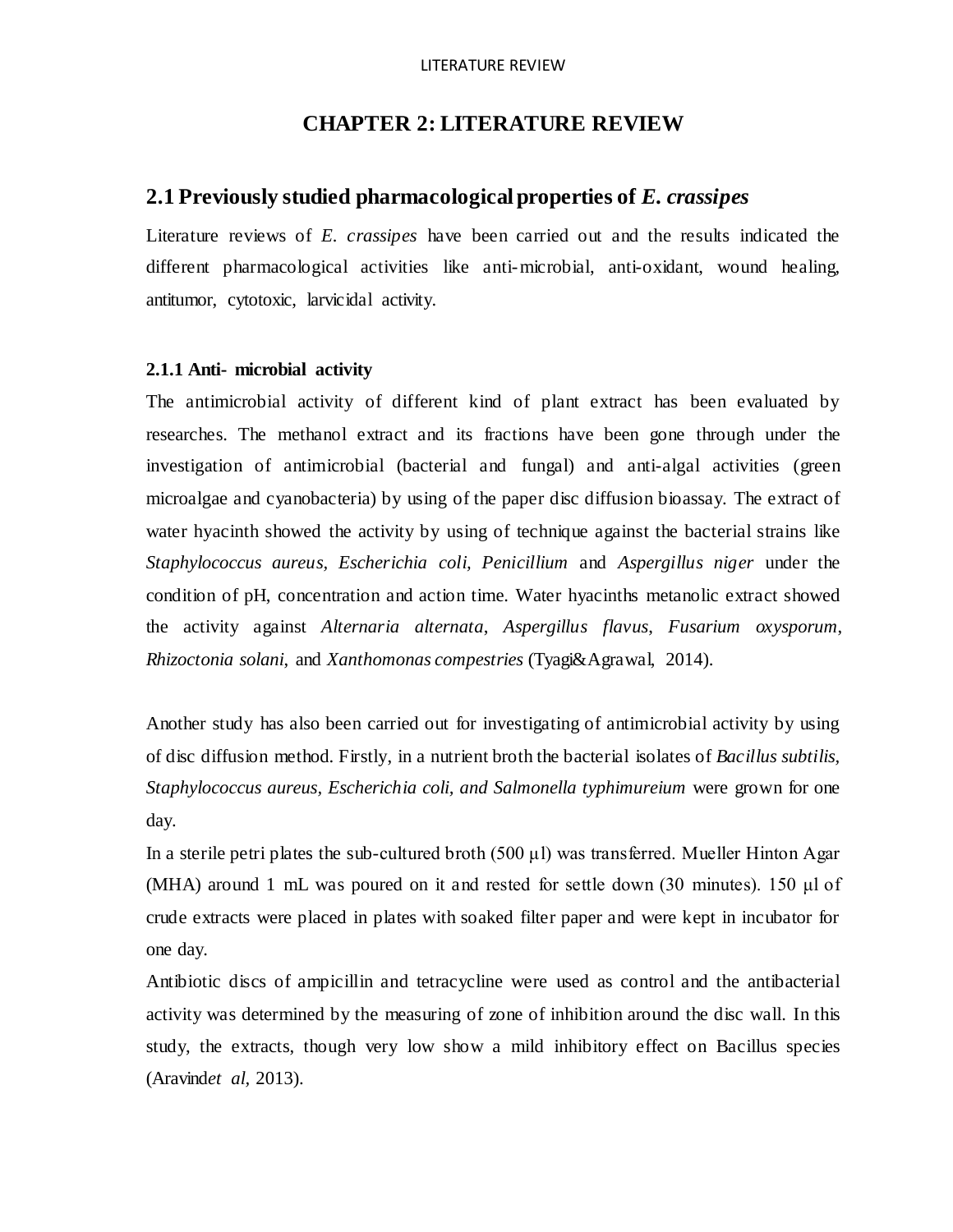# CHAPTER 2: LITERATURE REVIEW

## 2.1 Previously studied pharmacological properties of *E. crassipes*

Literature reviews of *E. crassipes* have been carried out and the results indicated the different pharmacological activities like anti-microbial, anti-oxidant, wound healing, antitumor, cytotoxic, larvicidal activity.

### 2.1.1 Anti- microbial activity

The antimicrobial activity of different kind of plant extract has been evaluated by researches. The methanol extract and its fractions have been gone through under the investigation of antimicrobial (bacterial and fungal) and anti-algal activities (green microalgae and cyanobacteria) by using of the paper disc diffusion bioassay. The extract of water hyacinth showed the activity by using of technique against the bacterial strains like *Staphylococcus aureus, Escherichia coli, Penicillium* and *Aspergillus niger* under the condition of pH, concentration and action time. Water hyacinths metanolic extract showed the activity against *Alternaria alternata*, *Aspergillus flavus*, *Fusarium oxysporum*, *Rhizoctonia solani*, and *Xanthomonas compestries* (Tyagi&Agrawal, 2014).

Another study has also been carried out for investigating of antimicrobial activity by using of disc diffusion method. Firstly, in a nutrient broth the bacterial isolates of *Bacillus subtilis, Staphylococcus aureus, Escherichia coli, and Salmonella typhimureium* were grown for one day.

In a sterile petri plates the sub-cultured broth (500 µl) was transferred. Mueller Hinton Agar (MHA) around 1 mL was poured on it and rested for settle down (30 minutes). 150 µl of crude extracts were placed in plates with soaked filter paper and were kept in incubator for one day.

Antibiotic discs of ampicillin and tetracycline were used as control and the antibacterial activity was determined by the measuring of zone of inhibition around the disc wall. In this study, the extracts, though very low show a mild inhibitory effect on Bacillus species (Aravind*et al*, 2013).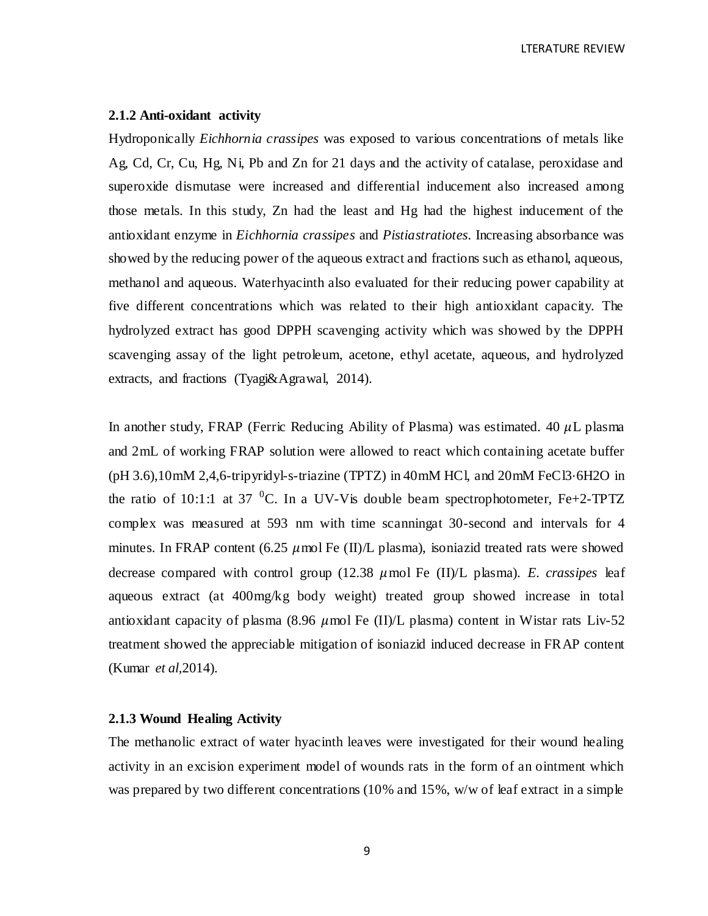### 2.1.2 Anti-oxidant activity

Hydroponically *Eichhornia crassipes* was exposed to various concentrations of metals like Ag, Cd, Cr, Cu, Hg, Ni, Pb and Zn for 21 days and the activity of catalase, peroxidase and superoxide dismutase were increased and differential inducement also increased among those metals. In this study, Zn had the least and Hg had the highest inducement of the antioxidant enzyme in *Eichhornia crassipes* and *Pistiastratiotes*. Increasing absorbance was showed by the reducing power of the aqueous extract and fractions such as ethanol, aqueous, methanol and aqueous. Waterhyacinth also evaluated for their reducing power capability at five different concentrations which was related to their high antioxidant capacity. The hydrolyzed extract has good DPPH scavenging activity which was showed by the DPPH scavenging assay of the light petroleum, acetone, ethyl acetate, aqueous, and hydrolyzed extracts, and fractions (Tyagi&Agrawal, 2014).

In another study, FRAP (Ferric Reducing Ability of Plasma) was estimated. 40 $\mu$L plasma and 2mL of working FRAP solution were allowed to react which containing acetate buffer (pH 3.6),10mM 2,4,6-tripyridyl-s-triazine (TPTZ) in 40mM HCl, and 20mM $FeCl_3 \cdot 6H_2O$ in the ratio of 10:1:1 at 37 $^0$C. In a UV-Vis double beam spectrophotometer, $Fe^{+2}$-TPTZ complex was measured at 593 nm with time scanningat 30-second and intervals for 4 minutes. In FRAP content (6.25 $\mu$mol Fe (II)/L plasma), isoniazid treated rats were showed decrease compared with control group (12.38 $\mu$mol Fe (II)/L plasma). *E. crassipes* leaf aqueous extract (at 400mg/kg body weight) treated group showed increase in total antioxidant capacity of plasma (8.96 $\mu$mol Fe (II)/L plasma) content in Wistar rats Liv-52 treatment showed the appreciable mitigation of isoniazid induced decrease in FRAP content (Kumar *et al*,2014).

### 2.1.3 Wound Healing Activity

The methanolic extract of water hyacinth leaves were investigated for their wound healing activity in an excision experiment model of wounds rats in the form of an ointment which was prepared by two different concentrations (10% and 15%, w/w of leaf extract in a simple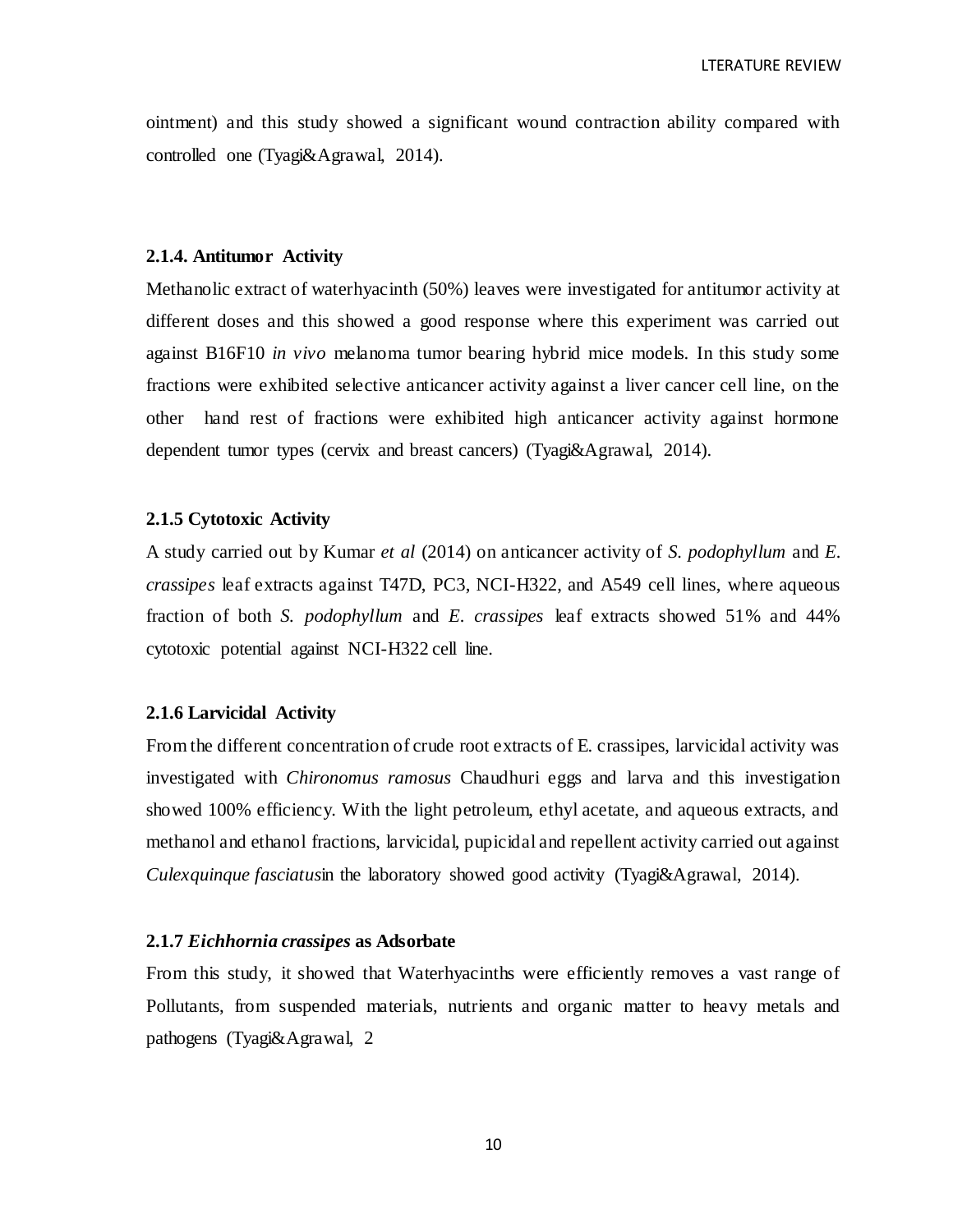ointment) and this study showed a significant wound contraction ability compared with controlled one (Tyagi&Agrawal, 2014).

#### 2.1.4. Antitumor Activity

Methanolic extract of waterhyacinth (50%) leaves were investigated for antitumor activity at different doses and this showed a good response where this experiment was carried out against B16F10 *in vivo* melanoma tumor bearing hybrid mice models. In this study some fractions were exhibited selective anticancer activity against a liver cancer cell line, on the other hand rest of fractions were exhibited high anticancer activity against hormone dependent tumor types (cervix and breast cancers) (Tyagi&Agrawal, 2014).

#### 2.1.5 Cytotoxic Activity

A study carried out by Kumar *et al* (2014) on anticancer activity of *S. podophyllum* and *E. crassipes* leaf extracts against T47D, PC3, NCI-H322, and A549 cell lines, where aqueous fraction of both *S. podophyllum* and *E. crassipes* leaf extracts showed 51% and 44% cytotoxic potential against NCI-H322 cell line.

#### 2.1.6 Larvicidal Activity

From the different concentration of crude root extracts of E. crassipes, larvicidal activity was investigated with *Chironomus ramosus* Chaudhuri eggs and larva and this investigation showed 100% efficiency. With the light petroleum, ethyl acetate, and aqueous extracts, and methanol and ethanol fractions, larvicidal, pupicidal and repellent activity carried out against *Culexquinque fasciatus*in the laboratory showed good activity (Tyagi&Agrawal, 2014).

#### 2.1.7 *Eichhornia crassipes* as Adsorbate

From this study, it showed that Waterhyacinths were efficiently removes a vast range of Pollutants, from suspended materials, nutrients and organic matter to heavy metals and pathogens (Tyagi&Agrawal, 2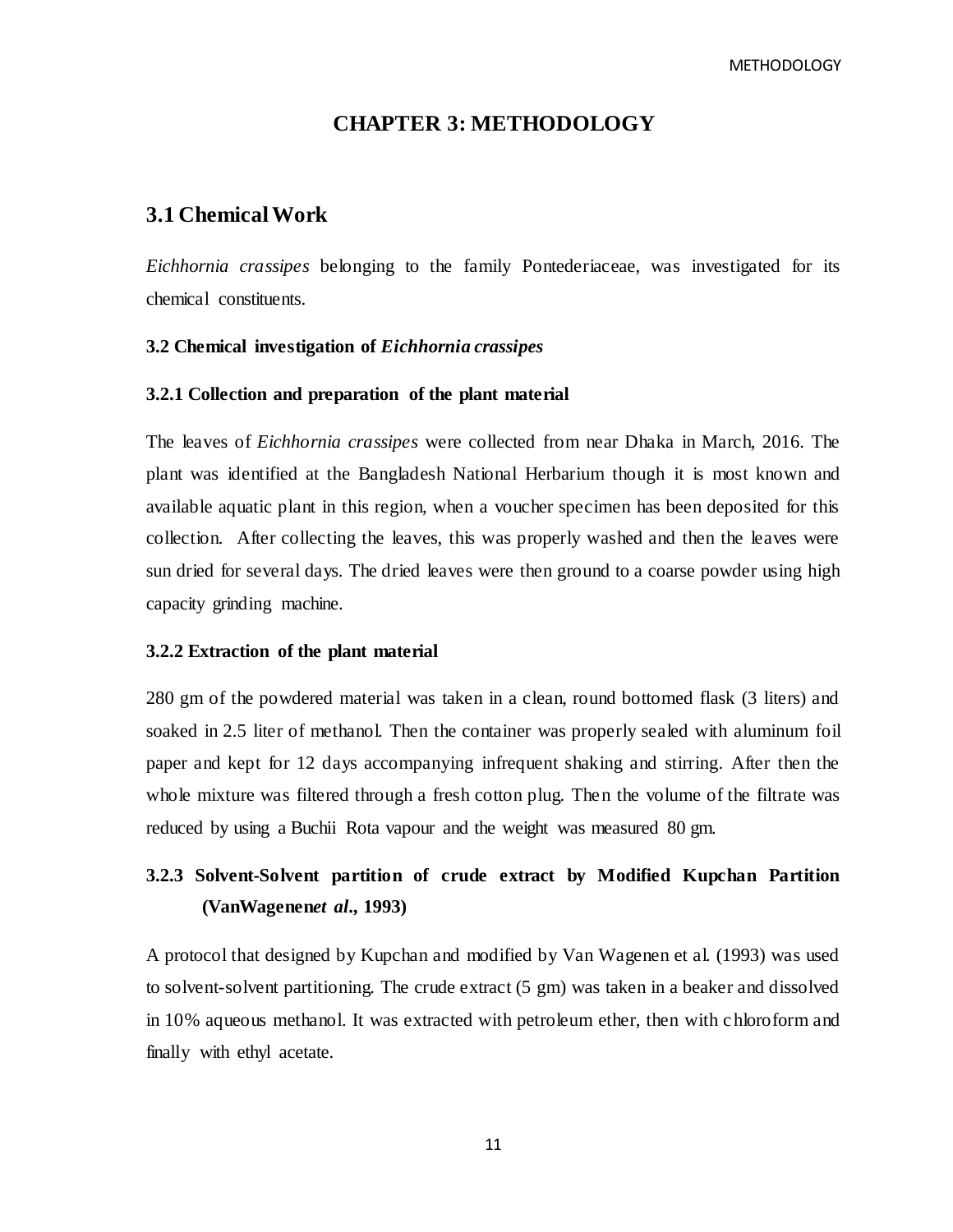# CHAPTER 3: METHODOLOGY

## 3.1 Chemical Work

*Eichhornia crassipes* belonging to the family Pontederiaceae, was investigated for its chemical constituents.

### 3.2 Chemical investigation of *Eichhornia crassipes*

#### 3.2.1 Collection and preparation of the plant material

The leaves of *Eichhornia crassipes* were collected from near Dhaka in March, 2016. The plant was identified at the Bangladesh National Herbarium though it is most known and available aquatic plant in this region, when a voucher specimen has been deposited for this collection. After collecting the leaves, this was properly washed and then the leaves were sun dried for several days. The dried leaves were then ground to a coarse powder using high capacity grinding machine.

#### 3.2.2 Extraction of the plant material

280 gm of the powdered material was taken in a clean, round bottomed flask (3 liters) and soaked in 2.5 liter of methanol. Then the container was properly sealed with aluminum foil paper and kept for 12 days accompanying infrequent shaking and stirring. After then the whole mixture was filtered through a fresh cotton plug. Then the volume of the filtrate was reduced by using a Buchii Rota vapour and the weight was measured 80 gm.

#### 3.2.3 Solvent-Solvent partition of crude extract by Modified Kupchan Partition (VanWagenen*et al*., 1993)

A protocol that designed by Kupchan and modified by Van Wagenen et al. (1993) was used to solvent-solvent partitioning. The crude extract (5 gm) was taken in a beaker and dissolved in 10% aqueous methanol. It was extracted with petroleum ether, then with chloroform and finally with ethyl acetate.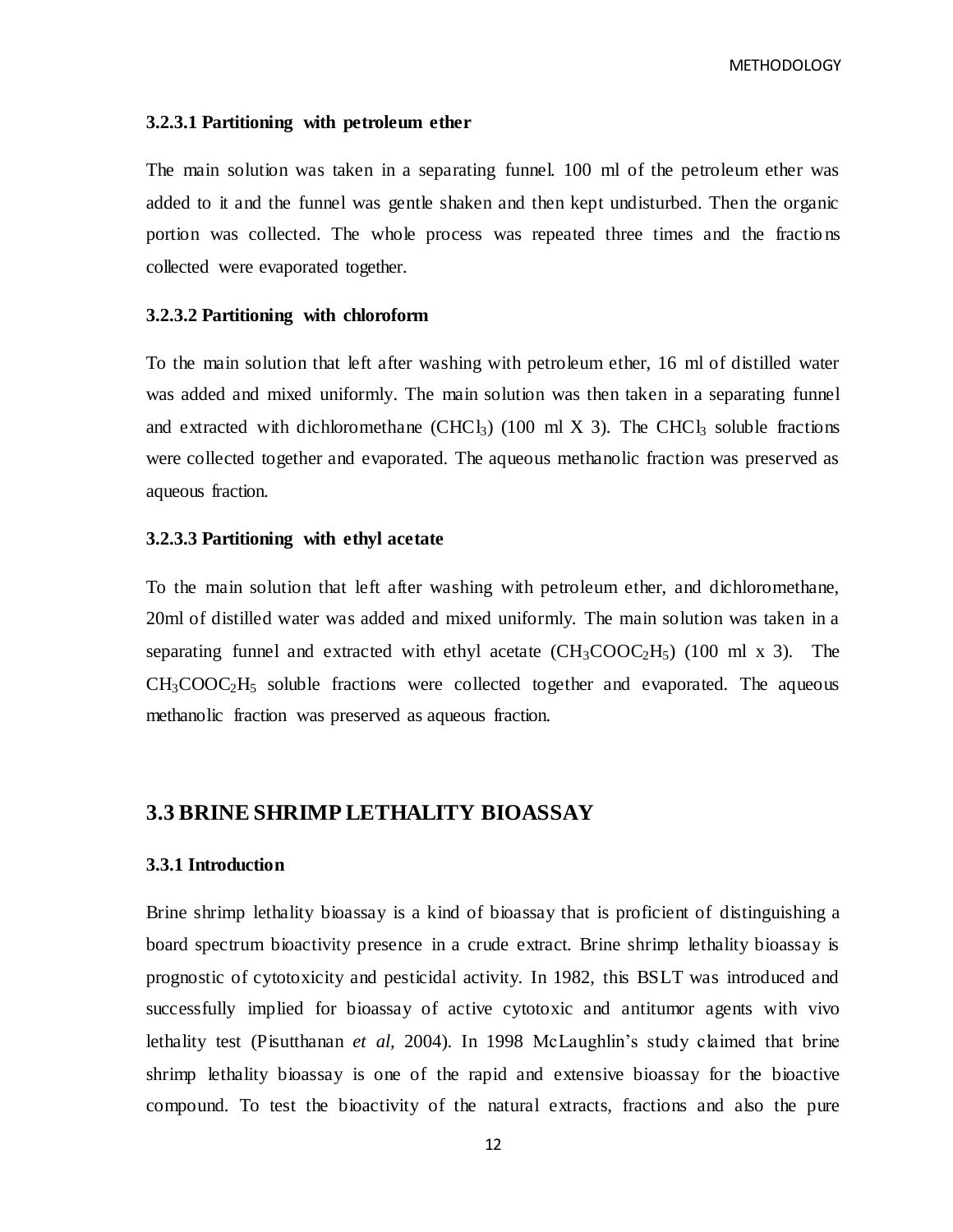#### 3.2.3.1 Partitioning with petroleum ether

The main solution was taken in a separating funnel. 100 ml of the petroleum ether was added to it and the funnel was gentle shaken and then kept undisturbed. Then the organic portion was collected. The whole process was repeated three times and the fractions collected were evaporated together.

#### 3.2.3.2 Partitioning with chloroform

To the main solution that left after washing with petroleum ether, 16 ml of distilled water was added and mixed uniformly. The main solution was then taken in a separating funnel and extracted with dichloromethane ($CHCl_3$) (100 ml X 3). The $CHCl_3$ soluble fractions were collected together and evaporated. The aqueous methanolic fraction was preserved as aqueous fraction.

#### 3.2.3.3 Partitioning with ethyl acetate

To the main solution that left after washing with petroleum ether, and dichloromethane, 20ml of distilled water was added and mixed uniformly. The main solution was taken in a separating funnel and extracted with ethyl acetate ($CH_3COOC_2H_5$) (100 ml x 3). The $CH_3COOC_2H_5$ soluble fractions were collected together and evaporated. The aqueous methanolic fraction was preserved as aqueous fraction.

## 3.3 BRINE SHRIMP LETHALITY BIOASSAY

### 3.3.1 Introduction

Brine shrimp lethality bioassay is a kind of bioassay that is proficient of distinguishing a board spectrum bioactivity presence in a crude extract. Brine shrimp lethality bioassay is prognostic of cytotoxicity and pesticidal activity. In 1982, this BSLT was introduced and successfully implied for bioassay of active cytotoxic and antitumor agents with vivo lethality test (Pisutthanan *et al*, 2004). In 1998 McLaughlin's study claimed that brine shrimp lethality bioassay is one of the rapid and extensive bioassay for the bioactive compound. To test the bioactivity of the natural extracts, fractions and also the pure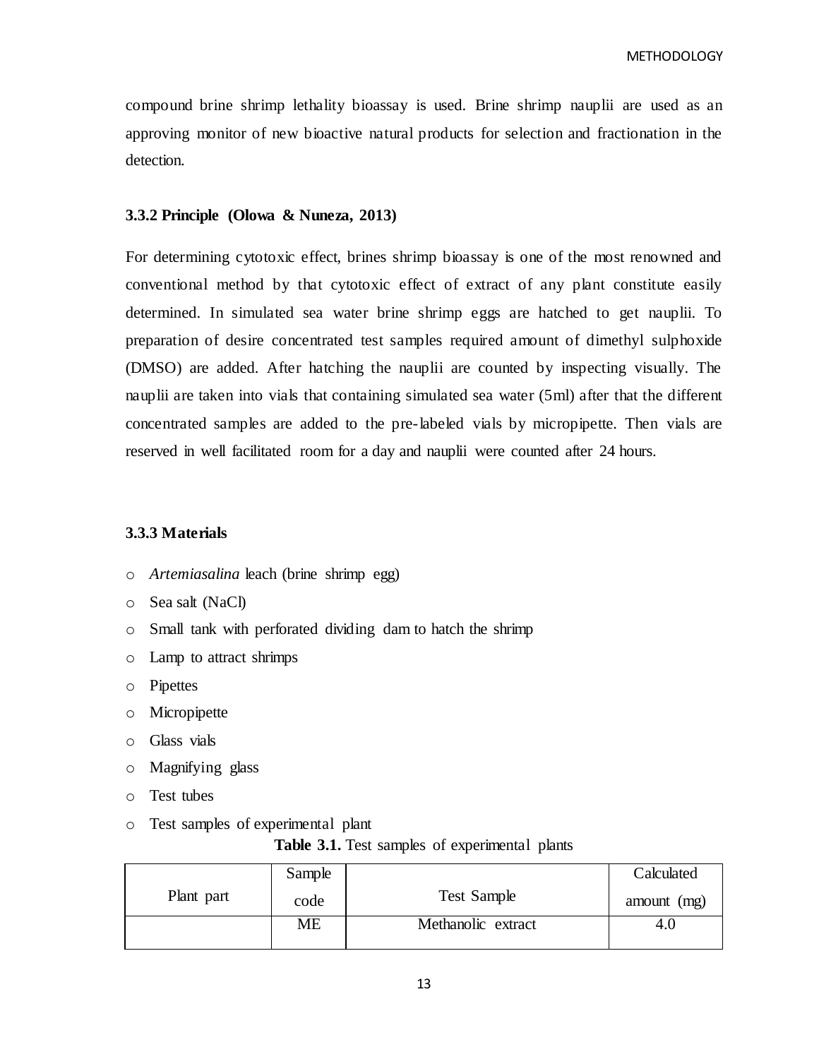compound brine shrimp lethality bioassay is used. Brine shrimp nauplii are used as an approving monitor of new bioactive natural products for selection and fractionation in the detection.

### 3.3.2 Principle (Olowa & Nuneza, 2013)

For determining cytotoxic effect, brines shrimp bioassay is one of the most renowned and conventional method by that cytotoxic effect of extract of any plant constitute easily determined. In simulated sea water brine shrimp eggs are hatched to get nauplii. To preparation of desire concentrated test samples required amount of dimethyl sulphoxide (DMSO) are added. After hatching the nauplii are counted by inspecting visually. The nauplii are taken into vials that containing simulated sea water (5ml) after that the different concentrated samples are added to the pre-labeled vials by micropipette. Then vials are reserved in well facilitated room for a day and nauplii were counted after 24 hours.

### 3.3.3 Materials

- *Artemiasalina* leach (brine shrimp egg)
- Sea salt (NaCl)
- Small tank with perforated dividing dam to hatch the shrimp
- Lamp to attract shrimps
- Pipettes
- Micropipette
- Glass vials
- Magnifying glass
- Test tubes
- Test samples of experimental plant

**Table 3.1.** Test samples of experimental plants

| Plant part | Sample code | Test Sample | Calculated amount (mg) |
| --- | --- | --- | --- |
| | ME | Methanolic extract | 4.0 |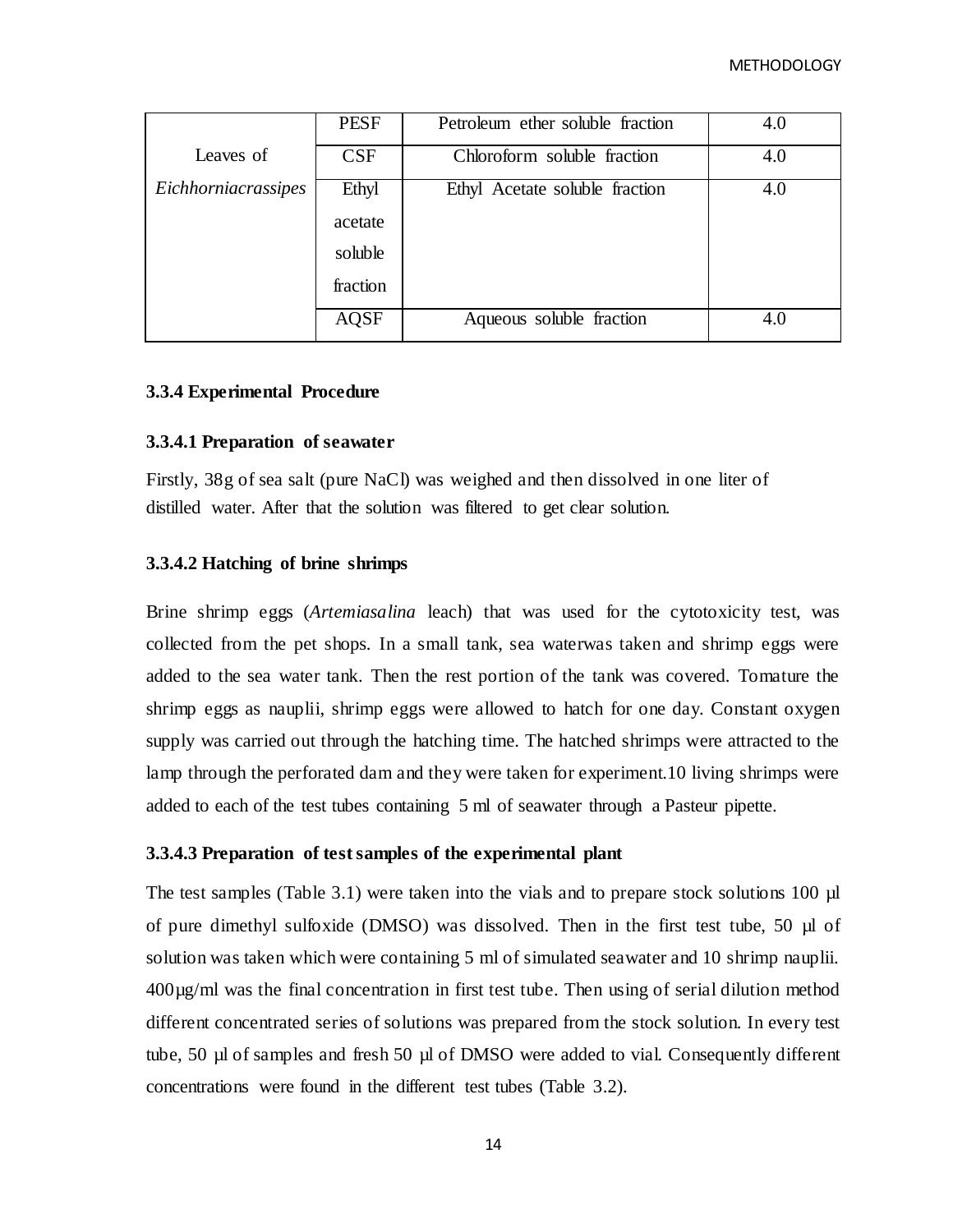| | | | |
|---|---|---|---|
| Leaves of *Eichhorniacrassipes* | PESF | Petroleum ether soluble fraction | 4.0 |
| | CSF | Chloroform soluble fraction | 4.0 |
| | Ethyl acetate soluble fraction | Ethyl Acetate soluble fraction | 4.0 |
| | AQSF | Aqueous soluble fraction | 4.0 |

### 3.3.4 Experimental Procedure

#### 3.3.4.1 Preparation of seawater

Firstly, 38g of sea salt (pure NaCl) was weighed and then dissolved in one liter of distilled water. After that the solution was filtered to get clear solution.

#### 3.3.4.2 Hatching of brine shrimps

Brine shrimp eggs (*Artemiasalina* leach) that was used for the cytotoxicity test, was collected from the pet shops. In a small tank, sea waterwas taken and shrimp eggs were added to the sea water tank. Then the rest portion of the tank was covered. Tomature the shrimp eggs as nauplii, shrimp eggs were allowed to hatch for one day. Constant oxygen supply was carried out through the hatching time. The hatched shrimps were attracted to the lamp through the perforated dam and they were taken for experiment.10 living shrimps were added to each of the test tubes containing 5 ml of seawater through a Pasteur pipette.

#### 3.3.4.3 Preparation of test samples of the experimental plant

The test samples (Table 3.1) were taken into the vials and to prepare stock solutions 100 µl of pure dimethyl sulfoxide (DMSO) was dissolved. Then in the first test tube, 50 µl of solution was taken which were containing 5 ml of simulated seawater and 10 shrimp nauplii. 400µg/ml was the final concentration in first test tube. Then using of serial dilution method different concentrated series of solutions was prepared from the stock solution. In every test tube, 50 µl of samples and fresh 50 µl of DMSO were added to vial. Consequently different concentrations were found in the different test tubes (Table 3.2).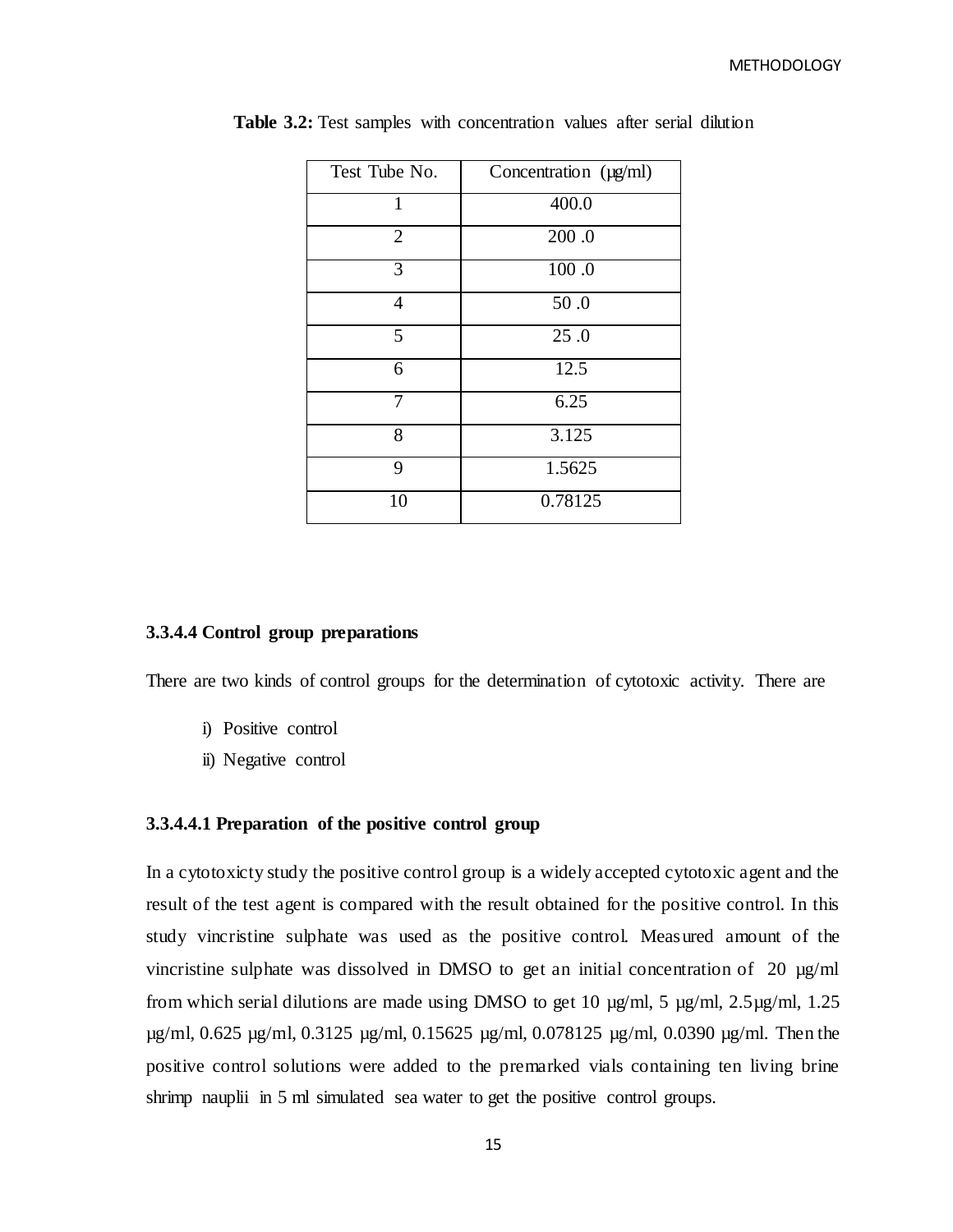**Table 3.2:** Test samples with concentration values after serial dilution

| Test Tube No. | Concentration (µg/ml) |
|---|---|
| 1 | 400.0 |
| 2 | 200 .0 |
| 3 | 100 .0 |
| 4 | 50 .0 |
| 5 | 25 .0 |
| 6 | 12.5 |
| 7 | 6.25 |
| 8 | 3.125 |
| 9 | 1.5625 |
| 10 | 0.78125 |

#### 3.3.4.4 Control group preparations

There are two kinds of control groups for the determination of cytotoxic activity. There are

i) Positive control
ii) Negative control

##### 3.3.4.4.1 Preparation of the positive control group

In a cytotoxicty study the positive control group is a widely accepted cytotoxic agent and the result of the test agent is compared with the result obtained for the positive control. In this study vincristine sulphate was used as the positive control. Measured amount of the vincristine sulphate was dissolved in DMSO to get an initial concentration of 20 µg/ml from which serial dilutions are made using DMSO to get 10 µg/ml, 5 µg/ml, 2.5µg/ml, 1.25 µg/ml, 0.625 µg/ml, 0.3125 µg/ml, 0.15625 µg/ml, 0.078125 µg/ml, 0.0390 µg/ml. Then the positive control solutions were added to the premarked vials containing ten living brine shrimp nauplii in 5 ml simulated sea water to get the positive control groups.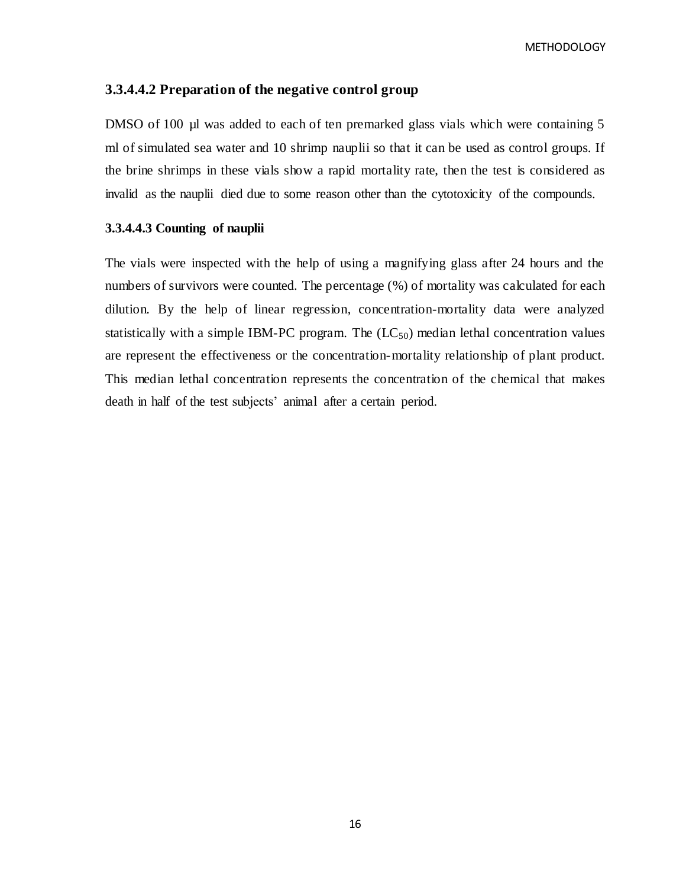### 3.3.4.4.2 Preparation of the negative control group

DMSO of 100 µl was added to each of ten premarked glass vials which were containing 5 ml of simulated sea water and 10 shrimp nauplii so that it can be used as control groups. If the brine shrimps in these vials show a rapid mortality rate, then the test is considered as invalid as the nauplii died due to some reason other than the cytotoxicity of the compounds.

### 3.3.4.4.3 Counting of nauplii

The vials were inspected with the help of using a magnifying glass after 24 hours and the numbers of survivors were counted. The percentage (%) of mortality was calculated for each dilution. By the help of linear regression, concentration-mortality data were analyzed statistically with a simple IBM-PC program. The ($LC_{50}$) median lethal concentration values are represent the effectiveness or the concentration-mortality relationship of plant product. This median lethal concentration represents the concentration of the chemical that makes death in half of the test subjects' animal after a certain period.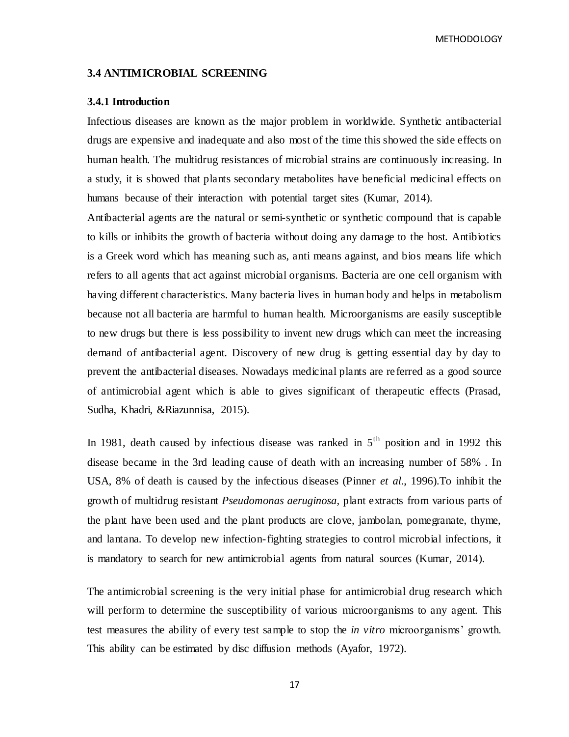### 3.4 ANTIMICROBIAL SCREENING

#### 3.4.1 Introduction

Infectious diseases are known as the major problem in worldwide. Synthetic antibacterial drugs are expensive and inadequate and also most of the time this showed the side effects on human health. The multidrug resistances of microbial strains are continuously increasing. In a study, it is showed that plants secondary metabolites have beneficial medicinal effects on humans because of their interaction with potential target sites (Kumar, 2014).

Antibacterial agents are the natural or semi-synthetic or synthetic compound that is capable to kills or inhibits the growth of bacteria without doing any damage to the host. Antibiotics is a Greek word which has meaning such as, anti means against, and bios means life which refers to all agents that act against microbial organisms. Bacteria are one cell organism with having different characteristics. Many bacteria lives in human body and helps in metabolism because not all bacteria are harmful to human health. Microorganisms are easily susceptible to new drugs but there is less possibility to invent new drugs which can meet the increasing demand of antibacterial agent. Discovery of new drug is getting essential day by day to prevent the antibacterial diseases. Nowadays medicinal plants are referred as a good source of antimicrobial agent which is able to gives significant of therapeutic effects (Prasad, Sudha, Khadri, &Riazunnisa, 2015).

In 1981, death caused by infectious disease was ranked in $5^{th}$ position and in 1992 this disease became in the 3rd leading cause of death with an increasing number of 58% . In USA, 8% of death is caused by the infectious diseases (Pinner *et al.*, 1996).To inhibit the growth of multidrug resistant *Pseudomonas aeruginosa,* plant extracts from various parts of the plant have been used and the plant products are clove, jambolan, pomegranate, thyme, and lantana. To develop new infection-fighting strategies to control microbial infections, it is mandatory to search for new antimicrobial agents from natural sources (Kumar, 2014).

The antimicrobial screening is the very initial phase for antimicrobial drug research which will perform to determine the susceptibility of various microorganisms to any agent. This test measures the ability of every test sample to stop the *in vitro* microorganisms' growth. This ability can be estimated by disc diffusion methods (Ayafor, 1972).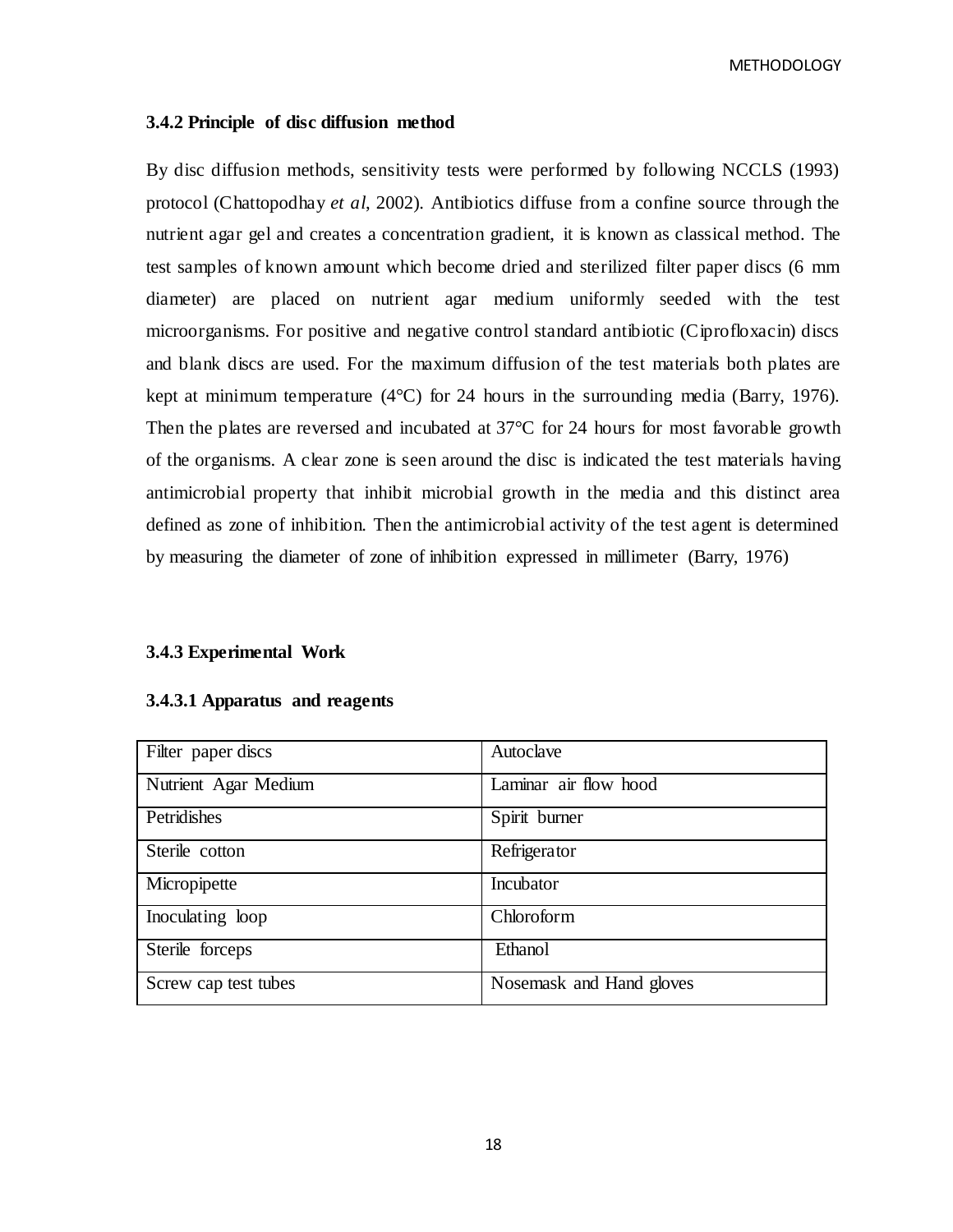### 3.4.2 Principle of disc diffusion method

By disc diffusion methods, sensitivity tests were performed by following NCCLS (1993) protocol (Chattopodhay *et al*, 2002). Antibiotics diffuse from a confine source through the nutrient agar gel and creates a concentration gradient, it is known as classical method. The test samples of known amount which become dried and sterilized filter paper discs (6 mm diameter) are placed on nutrient agar medium uniformly seeded with the test microorganisms. For positive and negative control standard antibiotic (Ciprofloxacin) discs and blank discs are used. For the maximum diffusion of the test materials both plates are kept at minimum temperature (4°C) for 24 hours in the surrounding media (Barry, 1976). Then the plates are reversed and incubated at 37°C for 24 hours for most favorable growth of the organisms. A clear zone is seen around the disc is indicated the test materials having antimicrobial property that inhibit microbial growth in the media and this distinct area defined as zone of inhibition. Then the antimicrobial activity of the test agent is determined by measuring the diameter of zone of inhibition expressed in millimeter (Barry, 1976)

### 3.4.3 Experimental Work

#### 3.4.3.1 Apparatus and reagents

| | |
|---|---|
| Filter paper discs | Autoclave |
| Nutrient Agar Medium | Laminar air flow hood |
| Petridishes | Spirit burner |
| Sterile cotton | Refrigerator |
| Micropipette | Incubator |
| Inoculating loop | Chloroform |
| Sterile forceps | Ethanol |
| Screw cap test tubes | Nosemask and Hand gloves |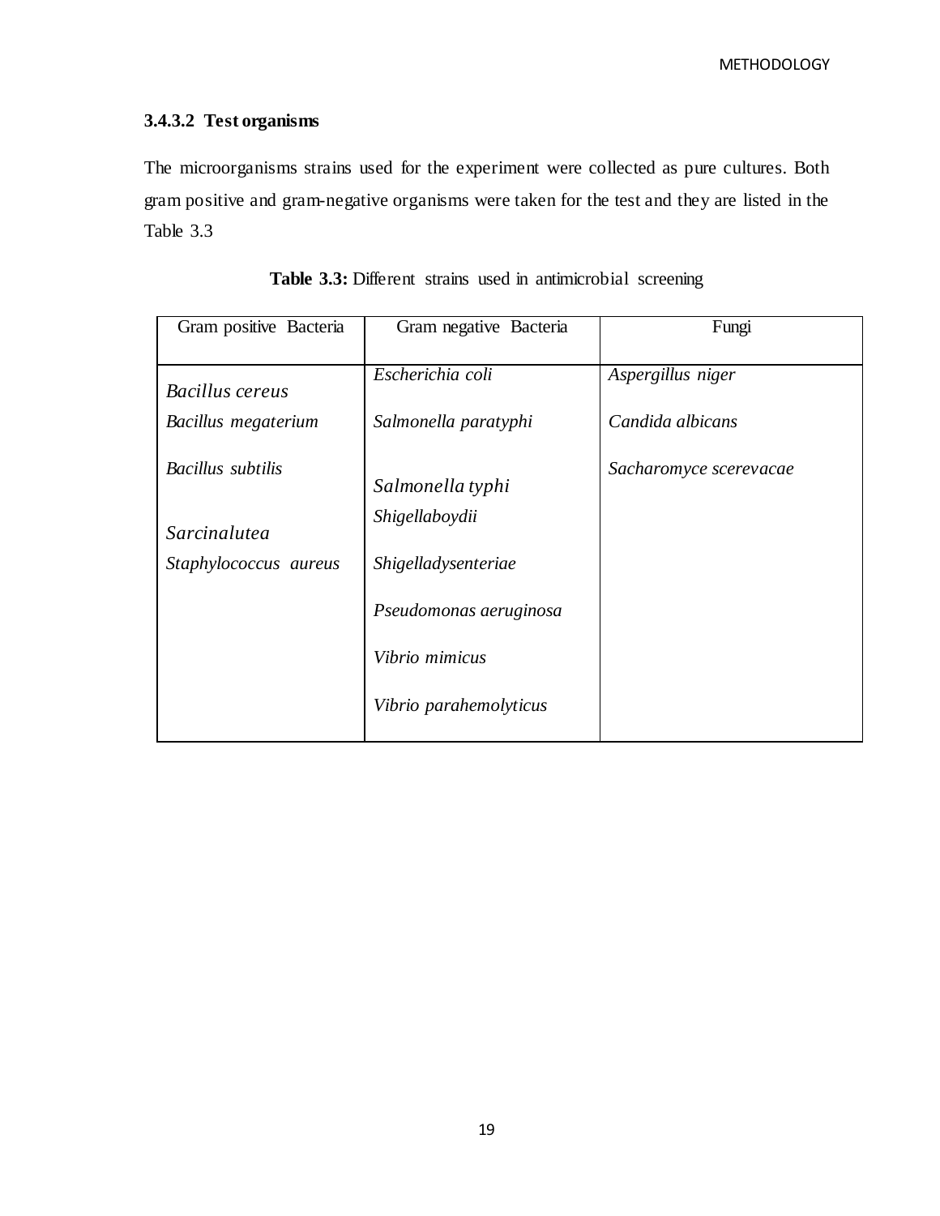#### 3.4.3.2 Test organisms

The microorganisms strains used for the experiment were collected as pure cultures. Both gram positive and gram-negative organisms were taken for the test and they are listed in the Table 3.3

**Table 3.3:** Different strains used in antimicrobial screening

| Gram positive Bacteria | Gram negative Bacteria | Fungi |
|---|---|---|
| *Bacillus cereus* | *Escherichia coli* | *Aspergillus niger* |
| *Bacillus megaterium* | *Salmonella paratyphi* | *Candida albicans* |
| *Bacillus subtilis* | *Salmonella typhi* | *Sacharomyce scerevacae* |
| *Sarcinalutea* | *Shigellaboydii* | |
| *Staphylococcus aureus* | *Shigelladysenteriae* | |
| | *Pseudomonas aeruginosa* | |
| | *Vibrio mimicus* | |
| | *Vibrio parahemolyticus* | |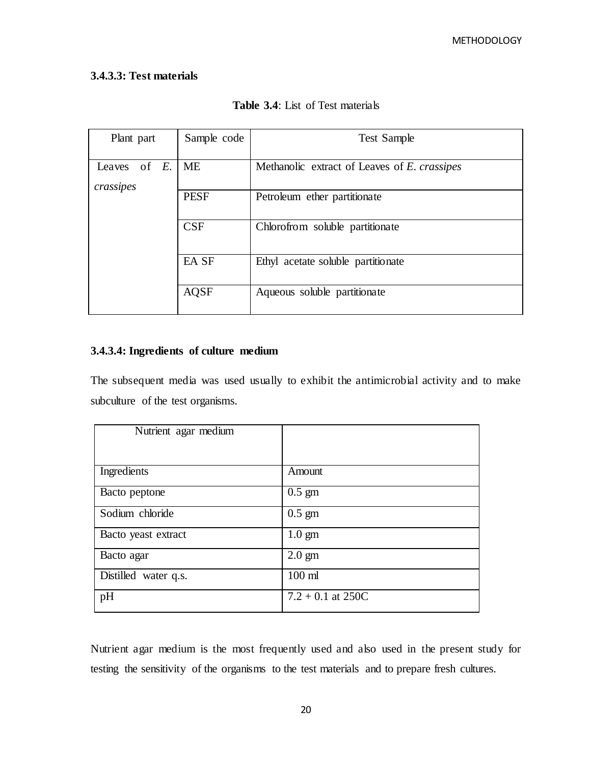### 3.4.3.3: Test materials

**Table 3.4**: List of Test materials

| Plant part | Sample code | Test Sample |
|---|---|---|
| Leaves of *E. crassipes* | ME | Methanolic extract of Leaves of *E. crassipes* |
| | PESF | Petroleum ether partitionate |
| | CSF | Chlorofrom soluble partitionate |
| | EA SF | Ethyl acetate soluble partitionate |
| | AQSF | Aqueous soluble partitionate |

### 3.4.3.4: Ingredients of culture medium

The subsequent media was used usually to exhibit the antimicrobial activity and to make subculture of the test organisms.

| Nutrient agar medium | |
|---|---|
| Ingredients | Amount |
| Bacto peptone | 0.5 gm |
| Sodium chloride | 0.5 gm |
| Bacto yeast extract | 1.0 gm |
| Bacto agar | 2.0 gm |
| Distilled water q.s. | 100 ml |
| pH | 7.2 + 0.1 at 250C |

Nutrient agar medium is the most frequently used and also used in the present study for testing the sensitivity of the organisms to the test materials and to prepare fresh cultures.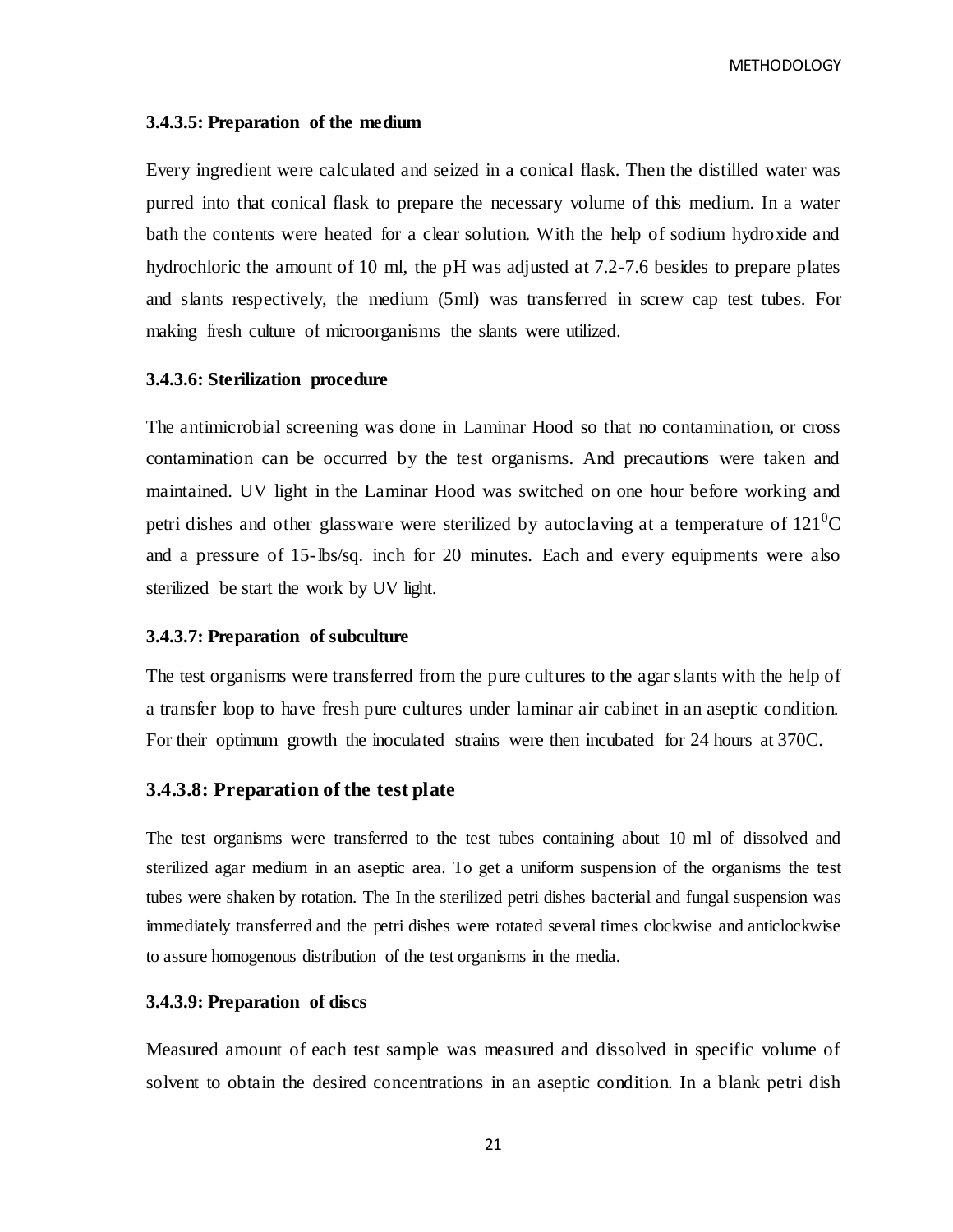### 3.4.3.5: Preparation of the medium

Every ingredient were calculated and seized in a conical flask. Then the distilled water was purred into that conical flask to prepare the necessary volume of this medium. In a water bath the contents were heated for a clear solution. With the help of sodium hydroxide and hydrochloric the amount of 10 ml, the pH was adjusted at 7.2-7.6 besides to prepare plates and slants respectively, the medium (5ml) was transferred in screw cap test tubes. For making fresh culture of microorganisms the slants were utilized.

### 3.4.3.6: Sterilization procedure

The antimicrobial screening was done in Laminar Hood so that no contamination, or cross contamination can be occurred by the test organisms. And precautions were taken and maintained. UV light in the Laminar Hood was switched on one hour before working and petri dishes and other glassware were sterilized by autoclaving at a temperature of $121^0$C and a pressure of 15-lbs/sq. inch for 20 minutes. Each and every equipments were also sterilized be start the work by UV light.

### 3.4.3.7: Preparation of subculture

The test organisms were transferred from the pure cultures to the agar slants with the help of a transfer loop to have fresh pure cultures under laminar air cabinet in an aseptic condition. For their optimum growth the inoculated strains were then incubated for 24 hours at 370C.

### 3.4.3.8: Preparation of the test plate

The test organisms were transferred to the test tubes containing about 10 ml of dissolved and sterilized agar medium in an aseptic area. To get a uniform suspension of the organisms the test tubes were shaken by rotation. The In the sterilized petri dishes bacterial and fungal suspension was immediately transferred and the petri dishes were rotated several times clockwise and anticlockwise to assure homogenous distribution of the test organisms in the media.

### 3.4.3.9: Preparation of discs

Measured amount of each test sample was measured and dissolved in specific volume of solvent to obtain the desired concentrations in an aseptic condition. In a blank petri dish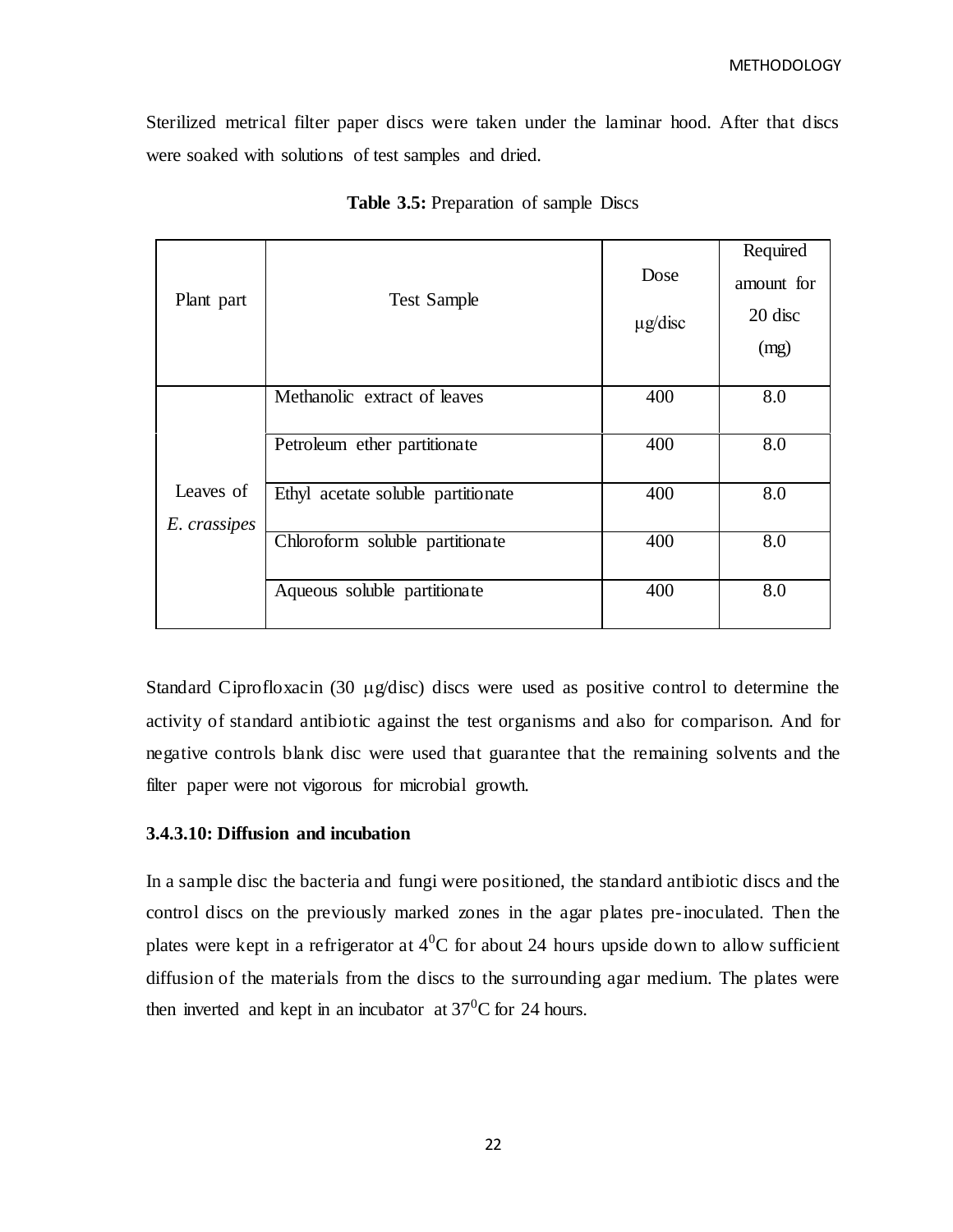Sterilized metrical filter paper discs were taken under the laminar hood. After that discs were soaked with solutions of test samples and dried.

**Table 3.5:** Preparation of sample Discs

| Plant part | Test Sample | Dose μg/disc | Required amount for 20 disc (mg) |
|---|---|---|---|
| Leaves of *E. crassipes* | Methanolic extract of leaves | 400 | 8.0 |
| | Petroleum ether partitionate | 400 | 8.0 |
| | Ethyl acetate soluble partitionate | 400 | 8.0 |
| | Chloroform soluble partitionate | 400 | 8.0 |
| | Aqueous soluble partitionate | 400 | 8.0 |

Standard Ciprofloxacin (30 μg/disc) discs were used as positive control to determine the activity of standard antibiotic against the test organisms and also for comparison. And for negative controls blank disc were used that guarantee that the remaining solvents and the filter paper were not vigorous for microbial growth.

### 3.4.3.10: Diffusion and incubation

In a sample disc the bacteria and fungi were positioned, the standard antibiotic discs and the control discs on the previously marked zones in the agar plates pre-inoculated. Then the plates were kept in a refrigerator at $4^0$C for about 24 hours upside down to allow sufficient diffusion of the materials from the discs to the surrounding agar medium. The plates were then inverted and kept in an incubator at $37^0$C for 24 hours.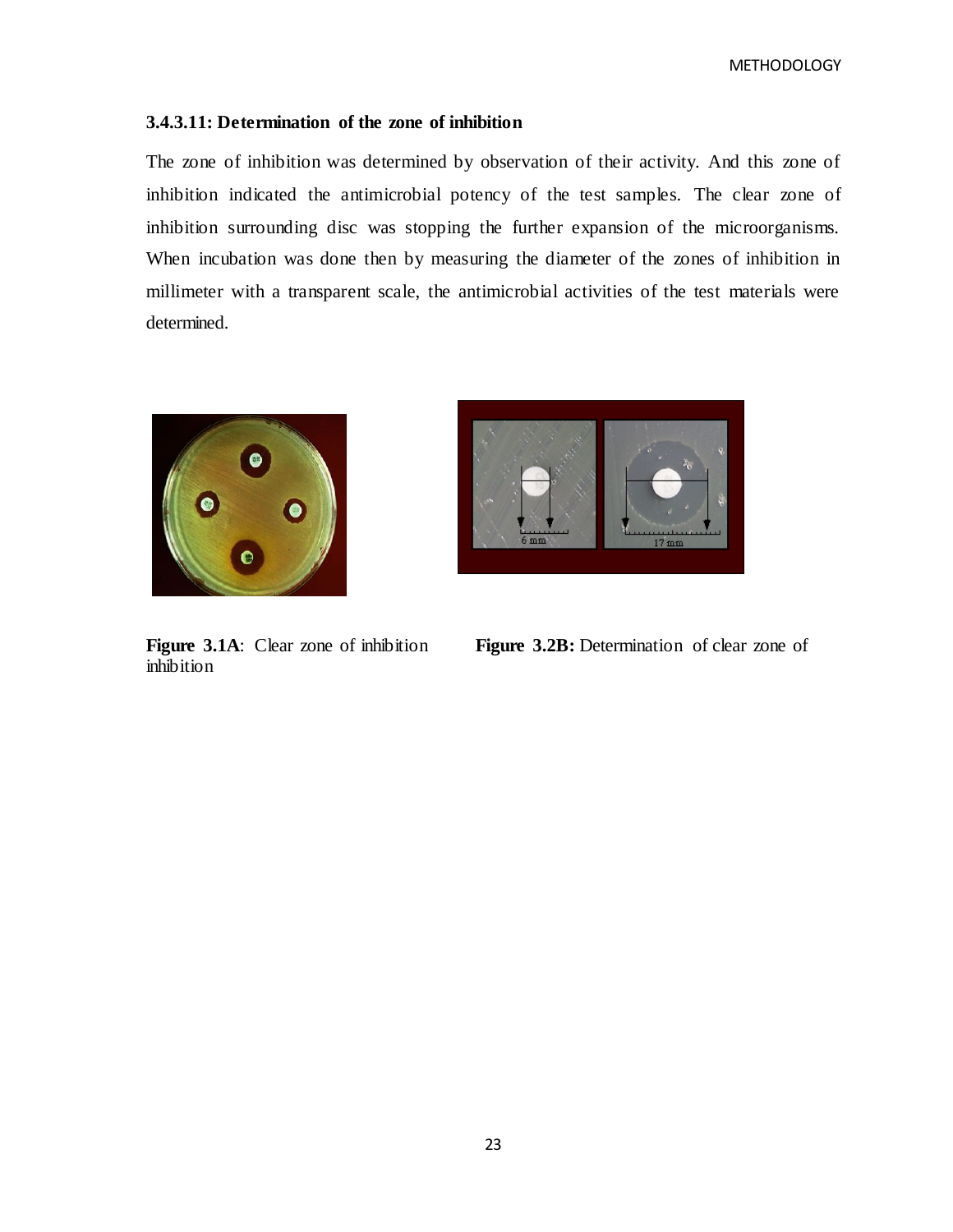### 3.4.3.11: Determination of the zone of inhibition

The zone of inhibition was determined by observation of their activity. And this zone of inhibition indicated the antimicrobial potency of the test samples. The clear zone of inhibition surrounding disc was stopping the further expansion of the microorganisms. When incubation was done then by measuring the diameter of the zones of inhibition in millimeter with a transparent scale, the antimicrobial activities of the test materials were determined.

**Figure 3.1A**: Clear zone of inhibition inhibition

**Figure 3.2B:** Determination of clear zone of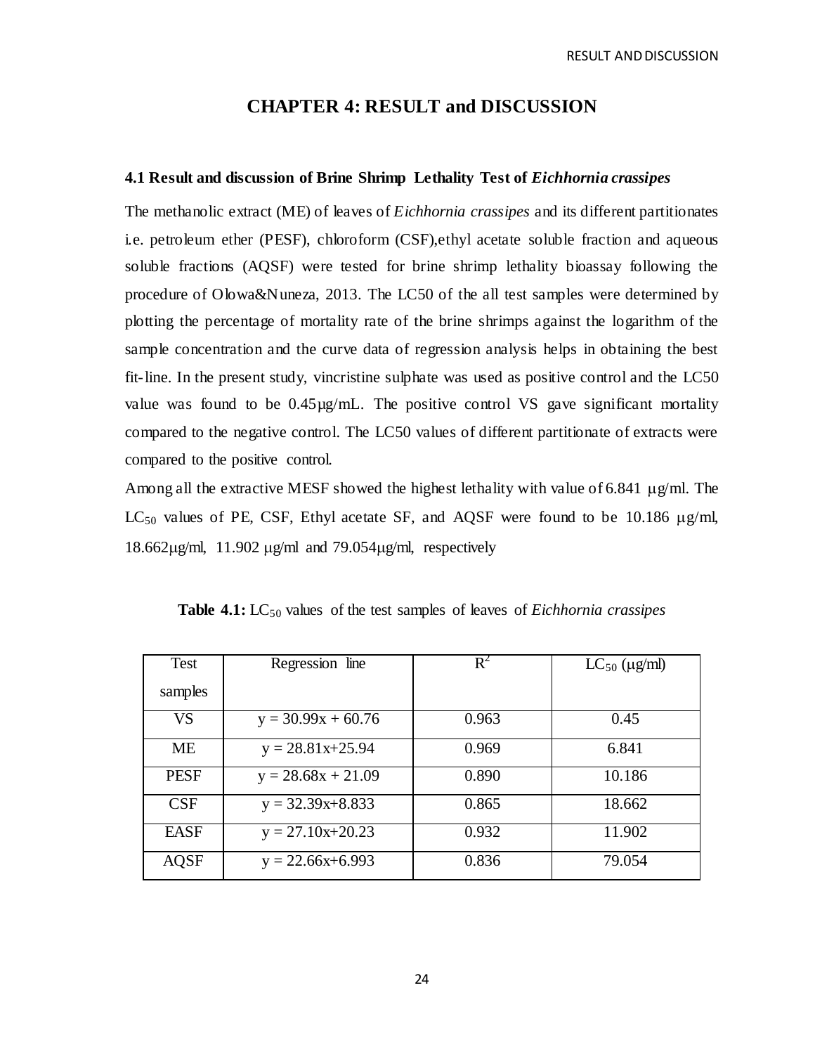# CHAPTER 4: RESULT and DISCUSSION

### 4.1 Result and discussion of Brine Shrimp Lethality Test of *Eichhornia crassipes*

The methanolic extract (ME) of leaves of *Eichhornia crassipes* and its different partitionates i.e. petroleum ether (PESF), chloroform (CSF),ethyl acetate soluble fraction and aqueous soluble fractions (AQSF) were tested for brine shrimp lethality bioassay following the procedure of Olowa&Nuneza, 2013. The LC50 of the all test samples were determined by plotting the percentage of mortality rate of the brine shrimps against the logarithm of the sample concentration and the curve data of regression analysis helps in obtaining the best fit-line. In the present study, vincristine sulphate was used as positive control and the LC50 value was found to be 0.45µg/mL. The positive control VS gave significant mortality compared to the negative control. The LC50 values of different partitionate of extracts were compared to the positive control.

Among all the extractive MESF showed the highest lethality with value of 6.841 µg/ml. The $LC_{50}$ values of PE, CSF, Ethyl acetate SF, and AQSF were found to be 10.186 µg/ml, 18.662µg/ml, 11.902 µg/ml and 79.054µg/ml, respectively

**Table 4.1:** $LC_{50}$ values of the test samples of leaves of *Eichhornia crassipes*

| Test samples | Regression line | $R^2$ | $LC_{50}$ (µg/ml) |
|---|---|---|---|
| VS | $y = 30.99x + 60.76$ | 0.963 | 0.45 |
| ME | $y = 28.81x+25.94$ | 0.969 | 6.841 |
| PESF | $y = 28.68x + 21.09$ | 0.890 | 10.186 |
| CSF | $y = 32.39x+8.833$ | 0.865 | 18.662 |
| EASF | $y = 27.10x+20.23$ | 0.932 | 11.902 |
| AQSF | $y = 22.66x+6.993$ | 0.836 | 79.054 |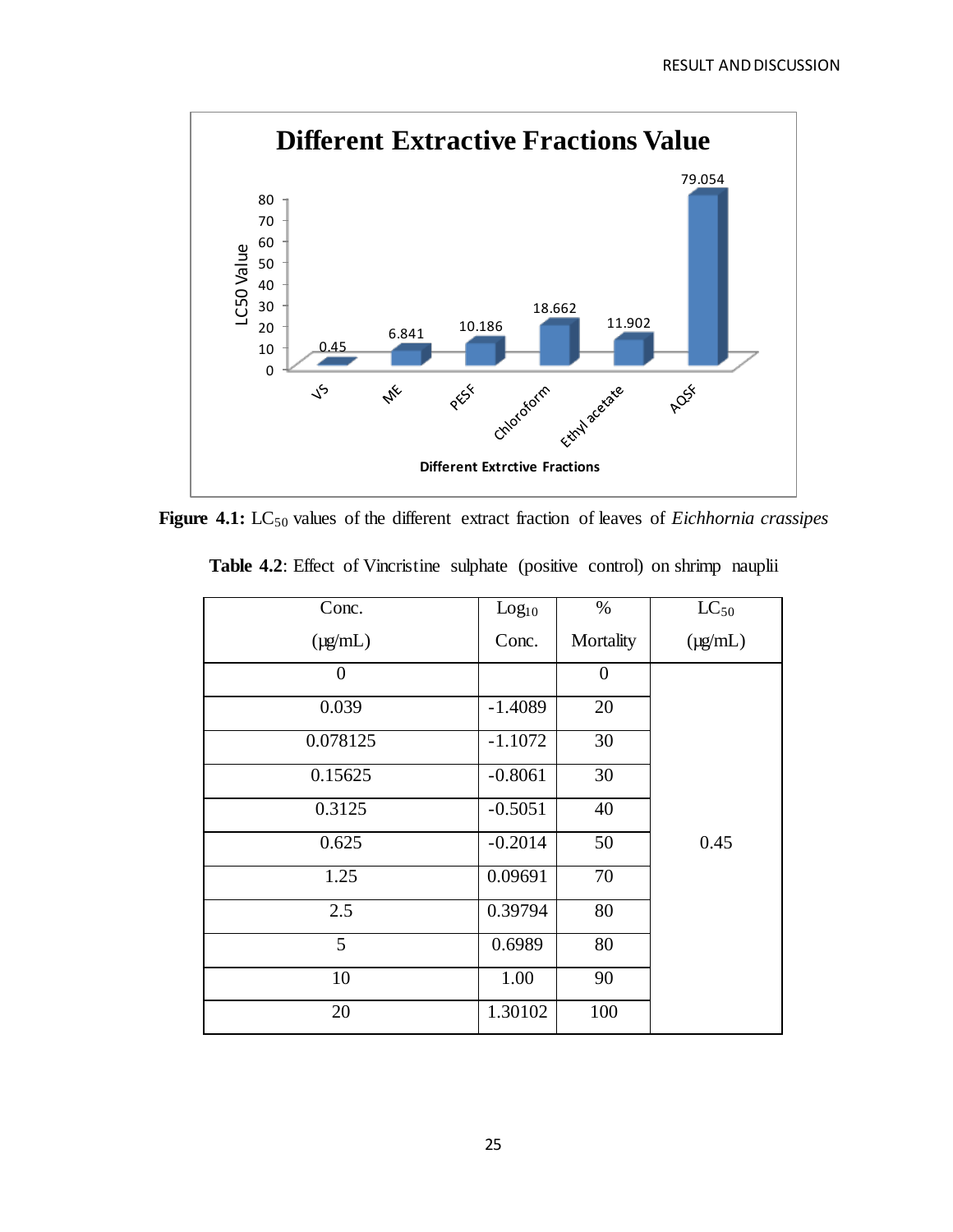**Figure 4.1:** $LC_{50}$ values of the different extract fraction of leaves of *Eichhornia crassipes*

**Table 4.2**: Effect of Vincristine sulphate (positive control) on shrimp nauplii

| Conc. (µg/mL) | $Log_{10}$ Conc. | % Mortality | $LC_{50}$ (µg/mL) |
|---|---|---|---|
| 0 | | 0 | 0.45 |
| 0.039 | -1.4089 | 20 | |
| 0.078125 | -1.1072 | 30 | |
| 0.15625 | -0.8061 | 30 | |
| 0.3125 | -0.5051 | 40 | |
| 0.625 | -0.2014 | 50 | |
| 1.25 | 0.09691 | 70 | |
| 2.5 | 0.39794 | 80 | |
| 5 | 0.6989 | 80 | |
| 10 | 1.00 | 90 | |
| 20 | 1.30102 | 100 | |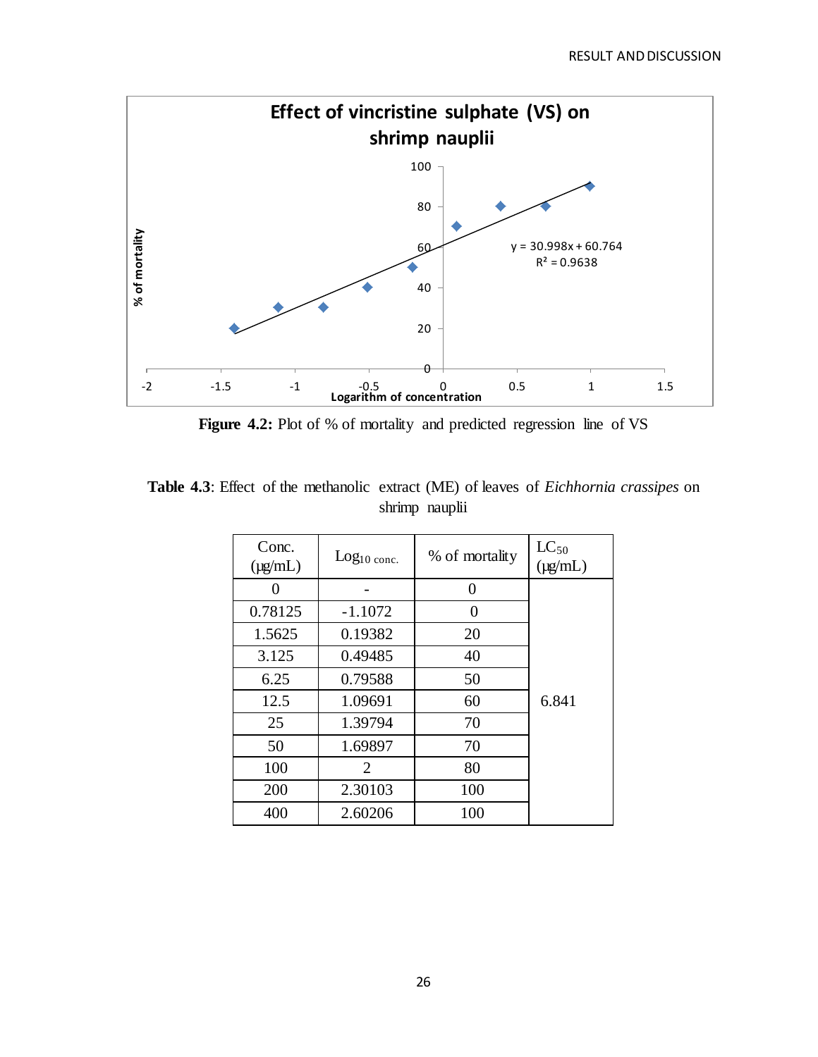**Figure 4.2:** Plot of % of mortality and predicted regression line of VS

**Table 4.3**: Effect of the methanolic extract (ME) of leaves of *Eichhornia crassipes* on shrimp nauplii

| Conc. (µg/mL) | $Log_{10\ conc.}$ | % of mortality | $LC_{50}$ (µg/mL) |
|---|---|---|---|
| 0 | - | 0 | 6.841 |
| 0.78125 | -1.1072 | 0 | |
| 1.5625 | 0.19382 | 20 | |
| 3.125 | 0.49485 | 40 | |
| 6.25 | 0.79588 | 50 | |
| 12.5 | 1.09691 | 60 | |
| 25 | 1.39794 | 70 | |
| 50 | 1.69897 | 70 | |
| 100 | 2 | 80 | |
| 200 | 2.30103 | 100 | |
| 400 | 2.60206 | 100 | |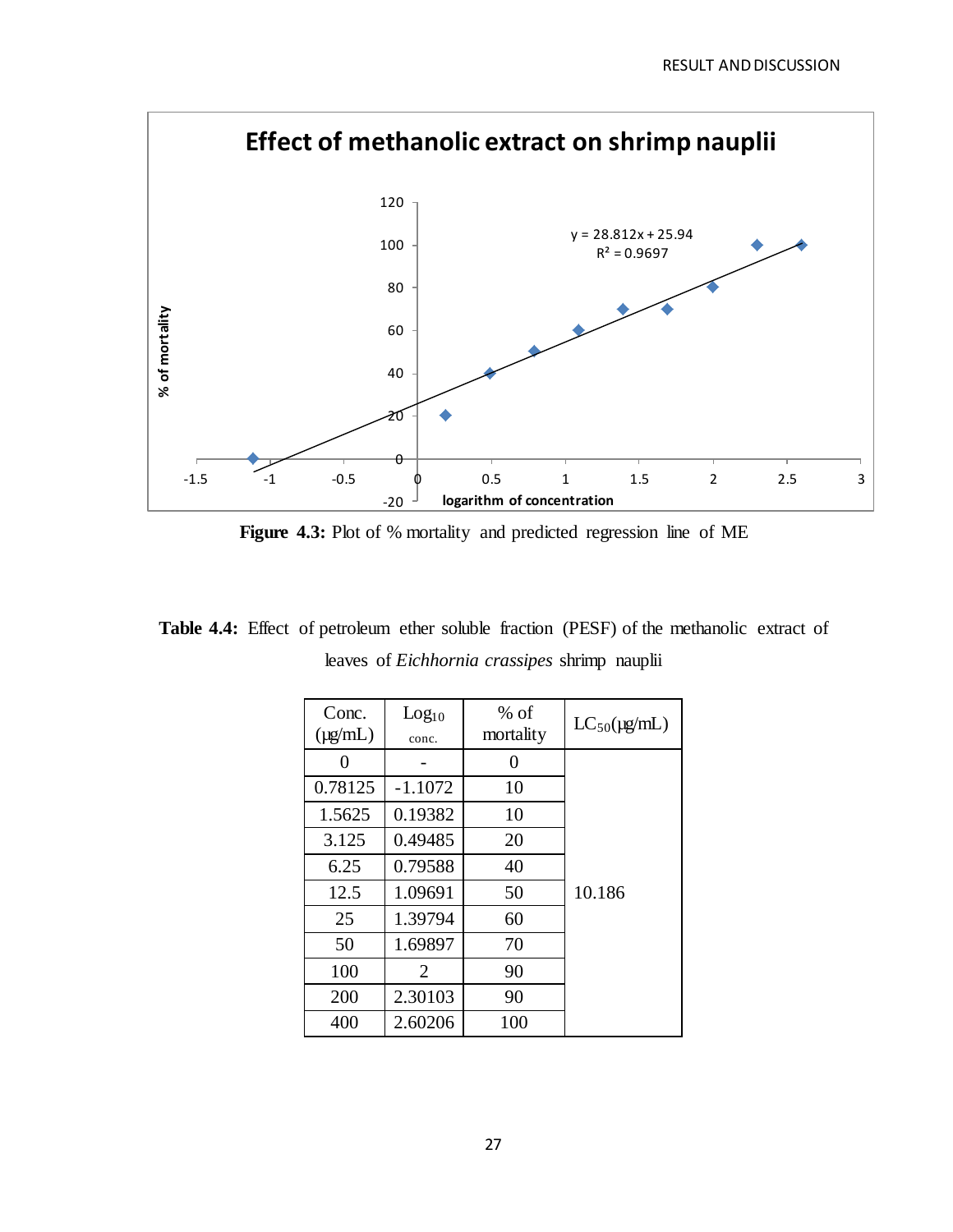**Effect of methanolic extract on shrimp nauplii**

$y = 28.812x + 25.94$

$R^2 = 0.9697$

**Figure 4.3:** Plot of % mortality and predicted regression line of ME

**Table 4.4:** Effect of petroleum ether soluble fraction (PESF) of the methanolic extract of leaves of *Eichhornia crassipes* shrimp nauplii

| Conc. (µg/mL) | $Log_{10}$ conc. | % of mortality | $LC_{50}$(µg/mL) |
|---|---|---|---|
| 0 | - | 0 | 10.186 |
| 0.78125 | -1.1072 | 10 | |
| 1.5625 | 0.19382 | 10 | |
| 3.125 | 0.49485 | 20 | |
| 6.25 | 0.79588 | 40 | |
| 12.5 | 1.09691 | 50 | |
| 25 | 1.39794 | 60 | |
| 50 | 1.69897 | 70 | |
| 100 | 2 | 90 | |
| 200 | 2.30103 | 90 | |
| 400 | 2.60206 | 100 | |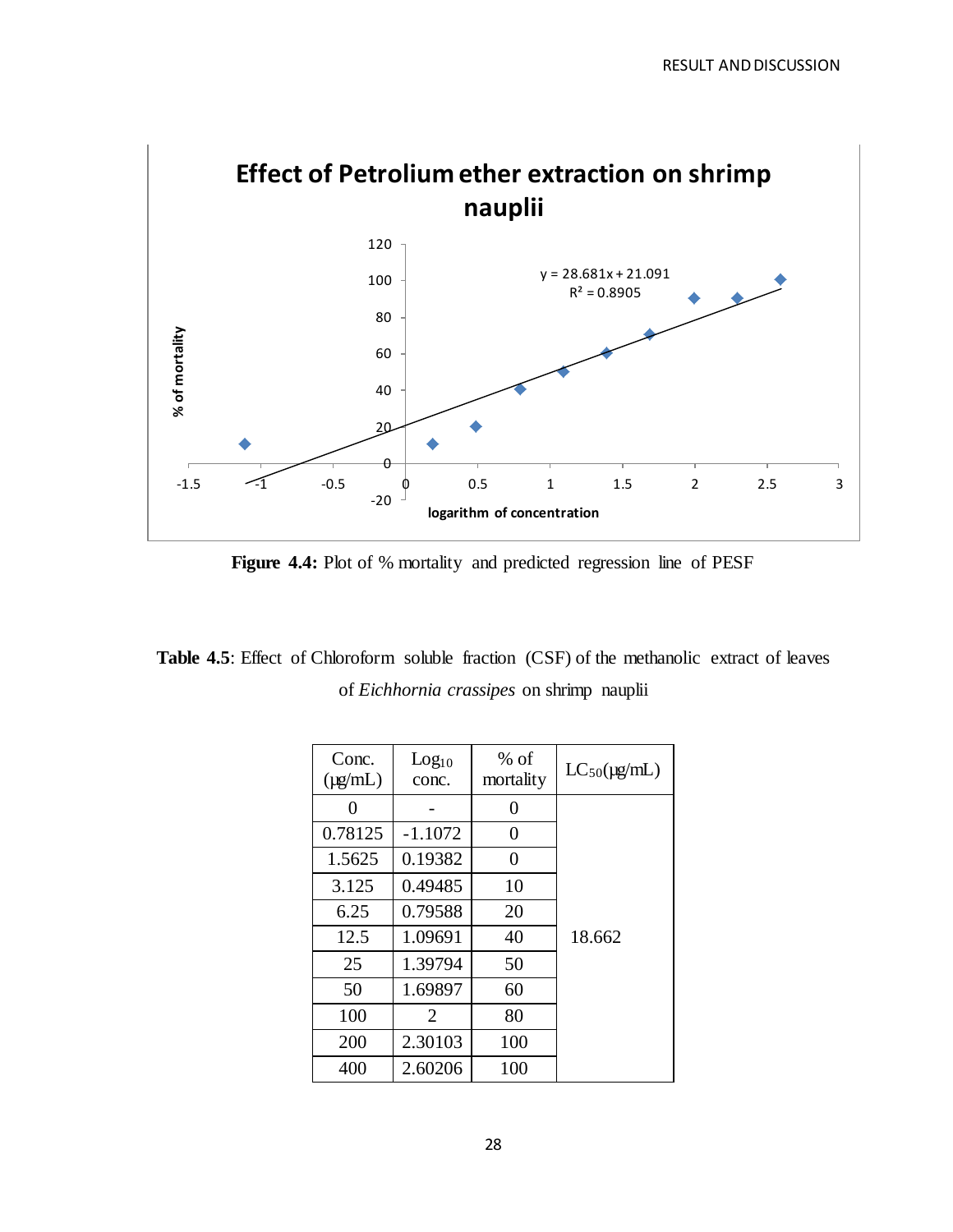**Figure 4.4:** Plot of % mortality and predicted regression line of PESF

**Table 4.5**: Effect of Chloroform soluble fraction (CSF) of the methanolic extract of leaves of *Eichhornia crassipes* on shrimp nauplii

| Conc. (µg/mL) | $Log_{10}$ conc. | % of mortality | $LC_{50}$(µg/mL) |
|---|---|---|---|
| 0 | - | 0 | 18.662 |
| 0.78125 | -1.1072 | 0 | |
| 1.5625 | 0.19382 | 0 | |
| 3.125 | 0.49485 | 10 | |
| 6.25 | 0.79588 | 20 | |
| 12.5 | 1.09691 | 40 | |
| 25 | 1.39794 | 50 | |
| 50 | 1.69897 | 60 | |
| 100 | 2 | 80 | |
| 200 | 2.30103 | 100 | |
| 400 | 2.60206 | 100 | |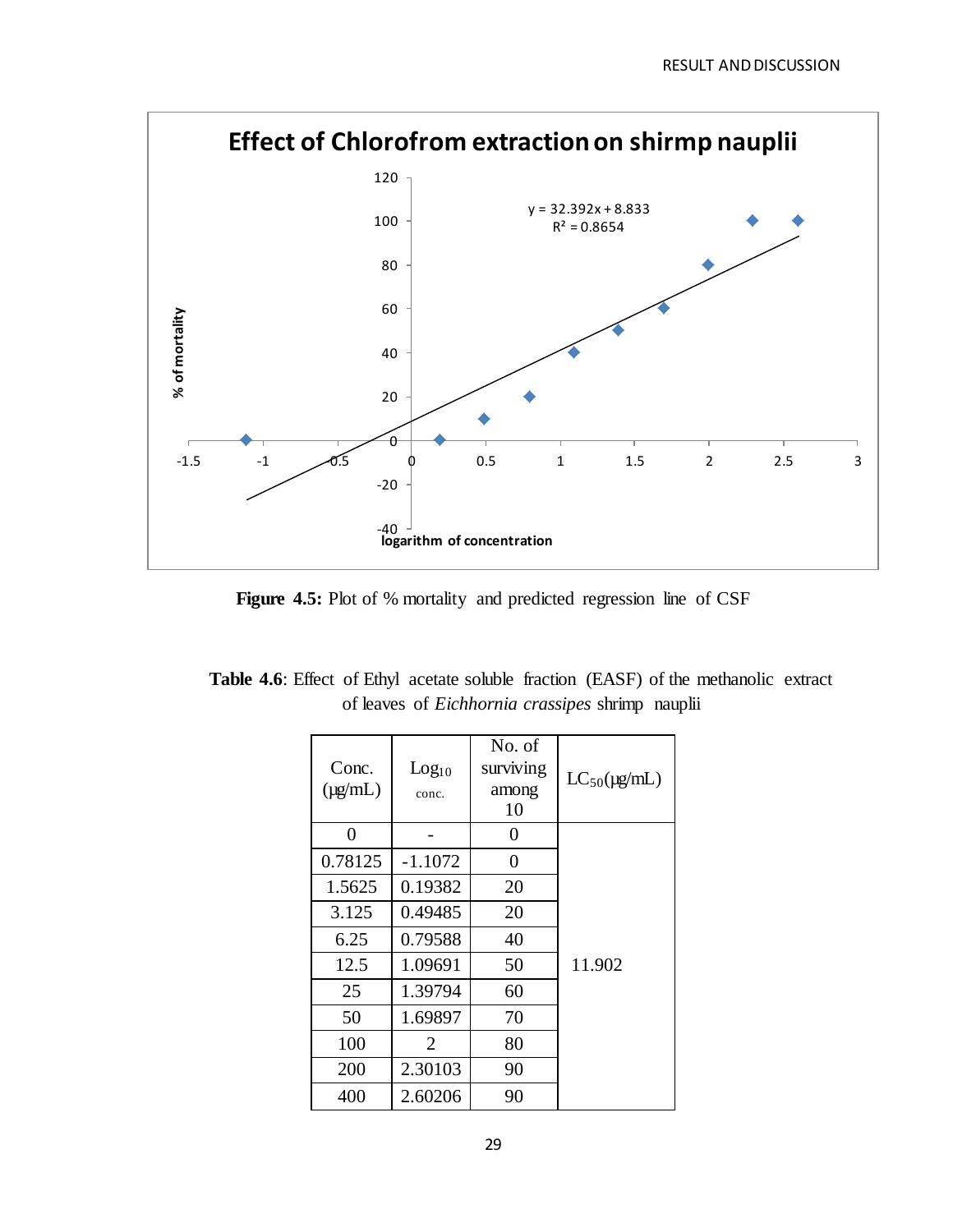**Figure 4.5:** Plot of % mortality and predicted regression line of CSF

**Table 4.6**: Effect of Ethyl acetate soluble fraction (EASF) of the methanolic extract of leaves of *Eichhornia crassipes* shrimp nauplii

| Conc. (µg/mL) | $Log_{10}$ conc. | No. of surviving among 10 | $LC_{50}$(µg/mL) |
|---|---|---|---|
| 0 | - | 0 | 11.902 |
| 0.78125 | -1.1072 | 0 | |
| 1.5625 | 0.19382 | 20 | |
| 3.125 | 0.49485 | 20 | |
| 6.25 | 0.79588 | 40 | |
| 12.5 | 1.09691 | 50 | |
| 25 | 1.39794 | 60 | |
| 50 | 1.69897 | 70 | |
| 100 | 2 | 80 | |
| 200 | 2.30103 | 90 | |
| 400 | 2.60206 | 90 | |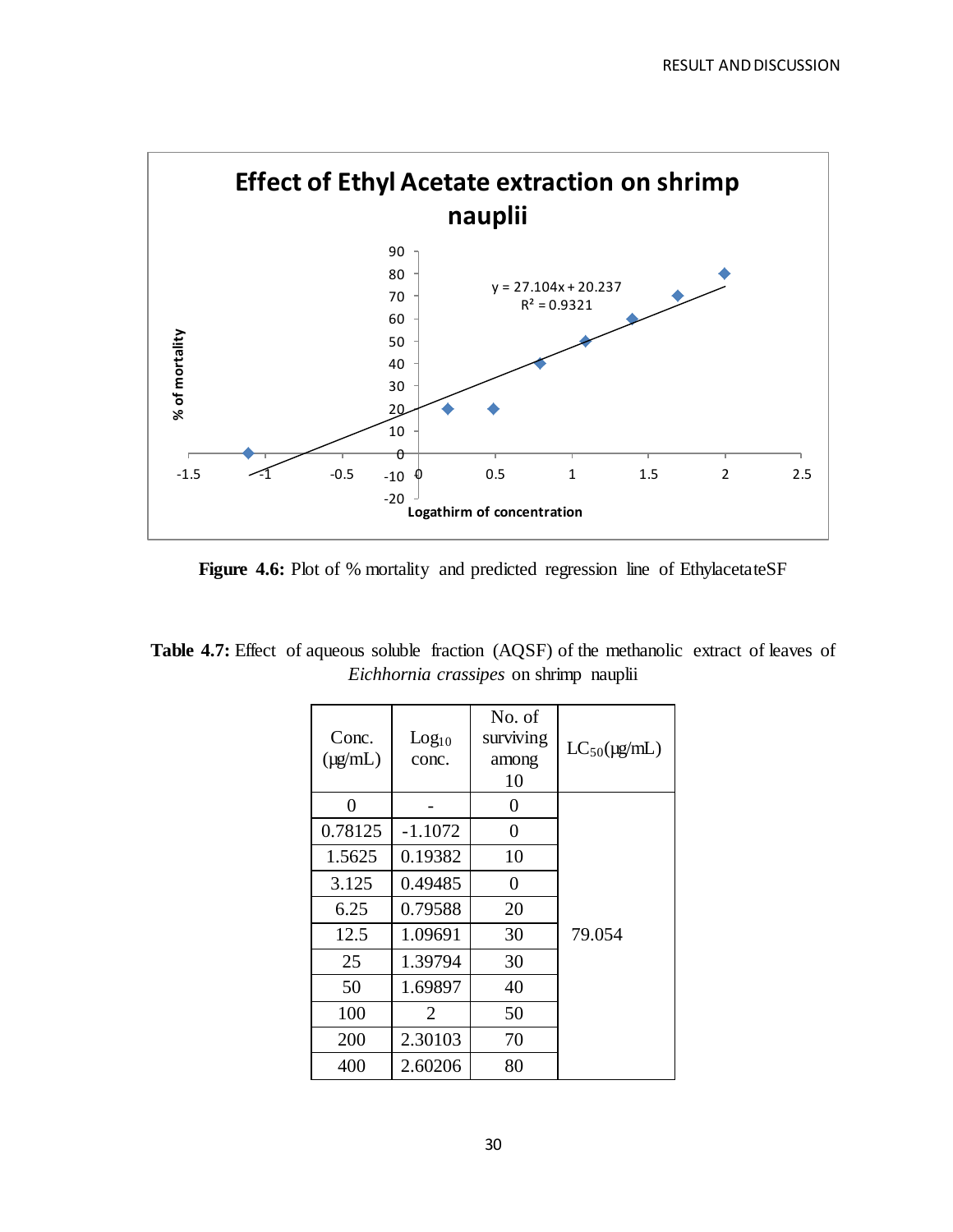**Figure 4.6:** Plot of % mortality and predicted regression line of EthylacetateSF

**Table 4.7:** Effect of aqueous soluble fraction (AQSF) of the methanolic extract of leaves of *Eichhornia crassipes* on shrimp nauplii

| Conc. (µg/mL) | $Log_{10}$ conc. | No. of surviving among 10 | $LC_{50}$(µg/mL) |
|---|---|---|---|
| 0 | - | 0 | |
| 0.78125 | -1.1072 | 0 | |
| 1.5625 | 0.19382 | 10 | |
| 3.125 | 0.49485 | 0 | |
| 6.25 | 0.79588 | 20 | |
| 12.5 | 1.09691 | 30 | 79.054 |
| 25 | 1.39794 | 30 | |
| 50 | 1.69897 | 40 | |
| 100 | 2 | 50 | |
| 200 | 2.30103 | 70 | |
| 400 | 2.60206 | 80 | |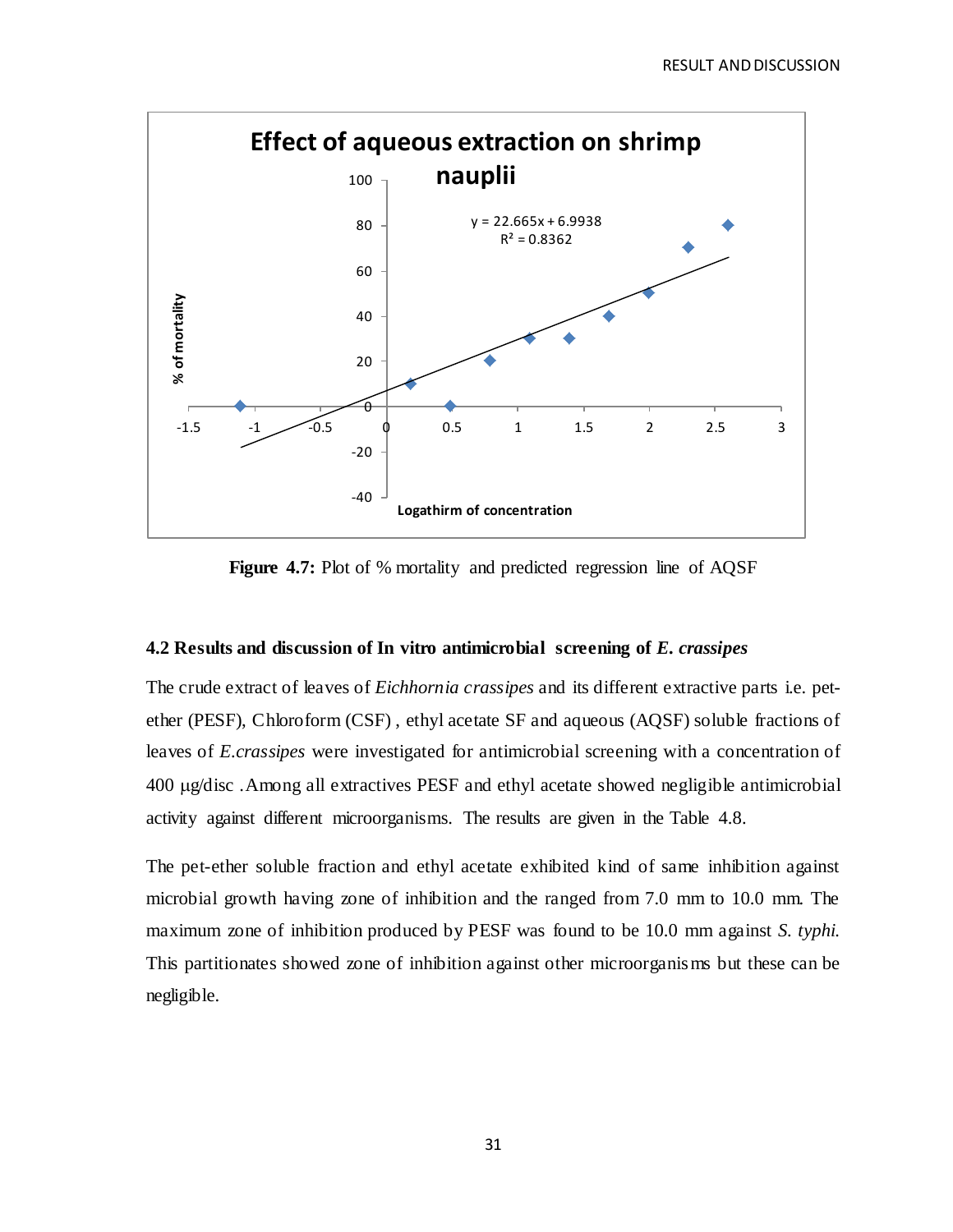**Figure 4.7:** Plot of % mortality and predicted regression line of AQSF

### 4.2 Results and discussion of In vitro antimicrobial screening of *E. crassipes*

The crude extract of leaves of *Eichhornia crassipes* and its different extractive parts i.e. pet-ether (PESF), Chloroform (CSF) , ethyl acetate SF and aqueous (AQSF) soluble fractions of leaves of *E.crassipes* were investigated for antimicrobial screening with a concentration of 400 μg/disc .Among all extractives PESF and ethyl acetate showed negligible antimicrobial activity against different microorganisms. The results are given in the Table 4.8.

The pet-ether soluble fraction and ethyl acetate exhibited kind of same inhibition against microbial growth having zone of inhibition and the ranged from 7.0 mm to 10.0 mm. The maximum zone of inhibition produced by PESF was found to be 10.0 mm against *S. typhi*. This partitionates showed zone of inhibition against other microorganisms but these can be negligible.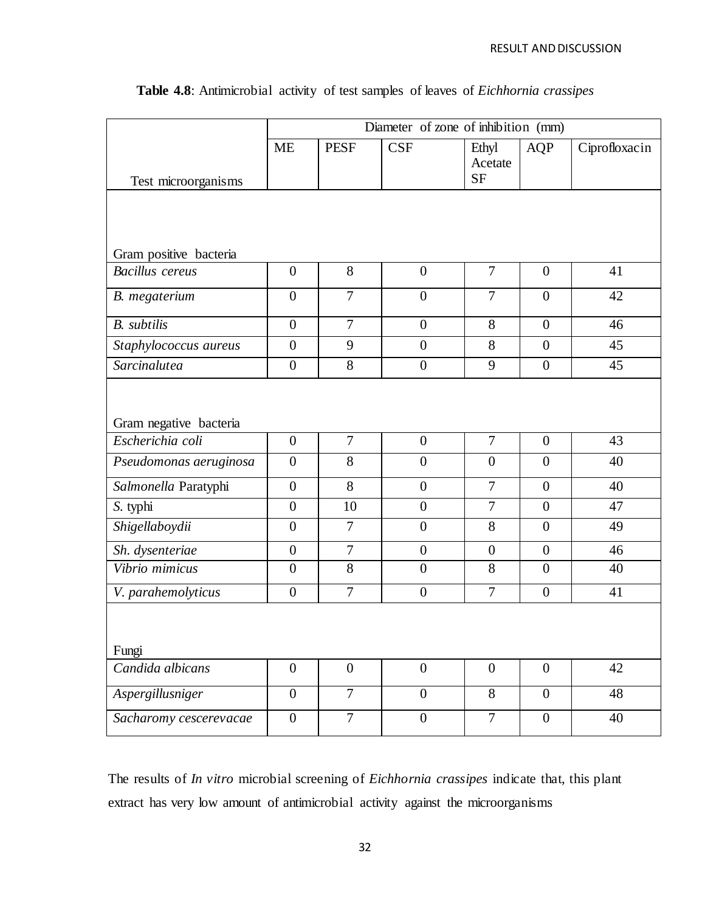**Table 4.8**: Antimicrobial activity of test samples of leaves of *Eichhornia crassipes*

| Test microorganisms | Diameter of zone of inhibition (mm) | | | | | |
|---|---|---|---|---|---|---|
| | ME | PESF | CSF | Ethyl Acetate SF | AQP | Ciprofloxacin |
| Gram positive bacteria | | | | | | |
| *Bacillus cereus* | 0 | 8 | 0 | 7 | 0 | 41 |
| *B. megaterium* | 0 | 7 | 0 | 7 | 0 | 42 |
| *B. subtilis* | 0 | 7 | 0 | 8 | 0 | 46 |
| *Staphylococcus aureus* | 0 | 9 | 0 | 8 | 0 | 45 |
| *Sarcinalutea* | 0 | 8 | 0 | 9 | 0 | 45 |
| Gram negative bacteria | | | | | | |
| *Escherichia coli* | 0 | 7 | 0 | 7 | 0 | 43 |
| *Pseudomonas aeruginosa* | 0 | 8 | 0 | 0 | 0 | 40 |
| *Salmonella* Paratyphi | 0 | 8 | 0 | 7 | 0 | 40 |
| *S.* typhi | 0 | 10 | 0 | 7 | 0 | 47 |
| *Shigellaboydii* | 0 | 7 | 0 | 8 | 0 | 49 |
| *Sh. dysenteriae* | 0 | 7 | 0 | 0 | 0 | 46 |
| *Vibrio mimicus* | 0 | 8 | 0 | 8 | 0 | 40 |
| *V. parahemolyticus* | 0 | 7 | 0 | 7 | 0 | 41 |
| Fungi | | | | | | |
| *Candida albicans* | 0 | 0 | 0 | 0 | 0 | 42 |
| *Aspergillusniger* | 0 | 7 | 0 | 8 | 0 | 48 |
| *Sacharomy cescerevacae* | 0 | 7 | 0 | 7 | 0 | 40 |

The results of *In vitro* microbial screening of *Eichhornia crassipes* indicate that, this plant extract has very low amount of antimicrobial activity against the microorganisms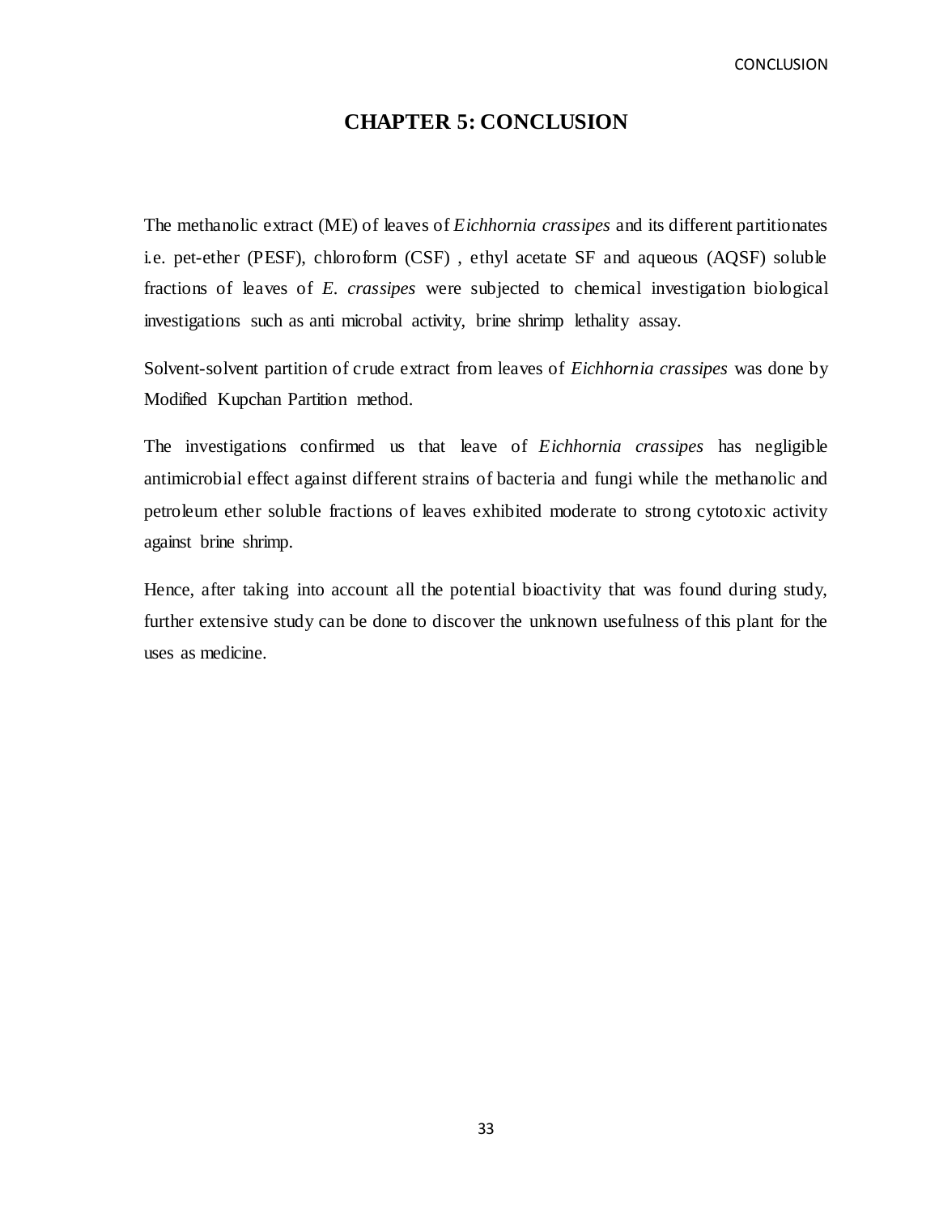# CHAPTER 5: CONCLUSION

The methanolic extract (ME) of leaves of *Eichhornia crassipes* and its different partitionates i.e. pet-ether (PESF), chloroform (CSF) , ethyl acetate SF and aqueous (AQSF) soluble fractions of leaves of *E. crassipes* were subjected to chemical investigation biological investigations such as anti microbal activity, brine shrimp lethality assay.

Solvent-solvent partition of crude extract from leaves of *Eichhornia crassipes* was done by Modified Kupchan Partition method.

The investigations confirmed us that leave of *Eichhornia crassipes* has negligible antimicrobial effect against different strains of bacteria and fungi while the methanolic and petroleum ether soluble fractions of leaves exhibited moderate to strong cytotoxic activity against brine shrimp.

Hence, after taking into account all the potential bioactivity that was found during study, further extensive study can be done to discover the unknown usefulness of this plant for the uses as medicine.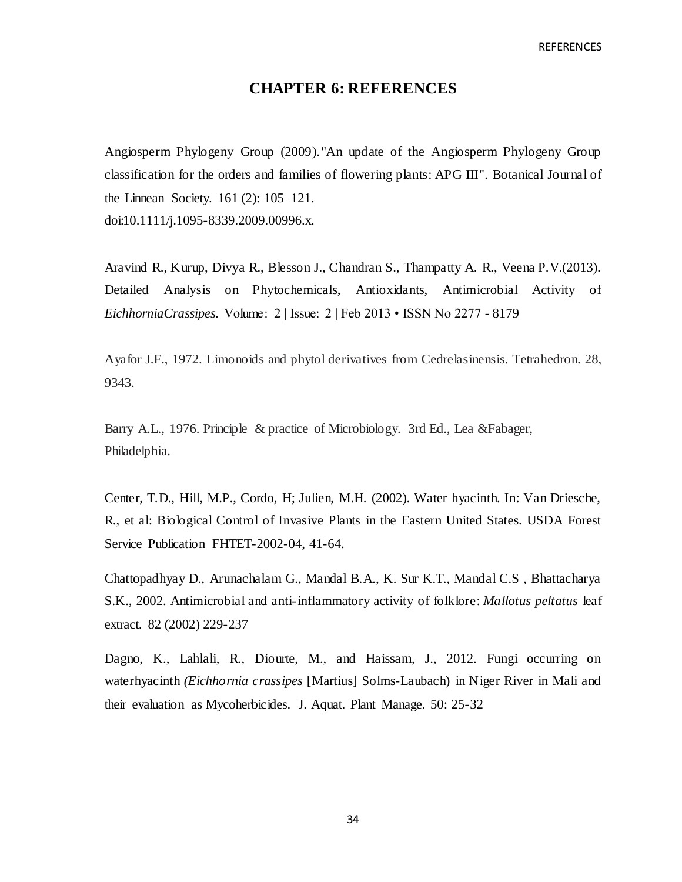# CHAPTER 6: REFERENCES

Angiosperm Phylogeny Group (2009)."An update of the Angiosperm Phylogeny Group classification for the orders and families of flowering plants: APG III". Botanical Journal of the Linnean Society. 161 (2): 105–121. doi:10.1111/j.1095-8339.2009.00996.x.

Aravind R., Kurup, Divya R., Blesson J., Chandran S., Thampatty A. R., Veena P.V.(2013). Detailed Analysis on Phytochemicals, Antioxidants, Antimicrobial Activity of *EichhorniaCrassipes.* Volume: 2 | Issue: 2 | Feb 2013 • ISSN No 2277 - 8179

Ayafor J.F., 1972. Limonoids and phytol derivatives from Cedrelasinensis. Tetrahedron. 28, 9343.

Barry A.L., 1976. Principle & practice of Microbiology. 3rd Ed., Lea &Fabager, Philadelphia.

Center, T.D., Hill, M.P., Cordo, H; Julien, M.H. (2002). Water hyacinth. In: Van Driesche, R., et al: Biological Control of Invasive Plants in the Eastern United States. USDA Forest Service Publication FHTET-2002-04, 41-64.

Chattopadhyay D., Arunachalam G., Mandal B.A., K. Sur K.T., Mandal C.S , Bhattacharya S.K., 2002. Antimicrobial and anti-inflammatory activity of folklore: *Mallotus peltatus* leaf extract. 82 (2002) 229-237

Dagno, K., Lahlali, R., Diourte, M., and Haissam, J., 2012. Fungi occurring on waterhyacinth *(Eichhornia crassipes* [Martius] Solms-Laubach) in Niger River in Mali and their evaluation as Mycoherbicides. J. Aquat. Plant Manage. 50: 25-32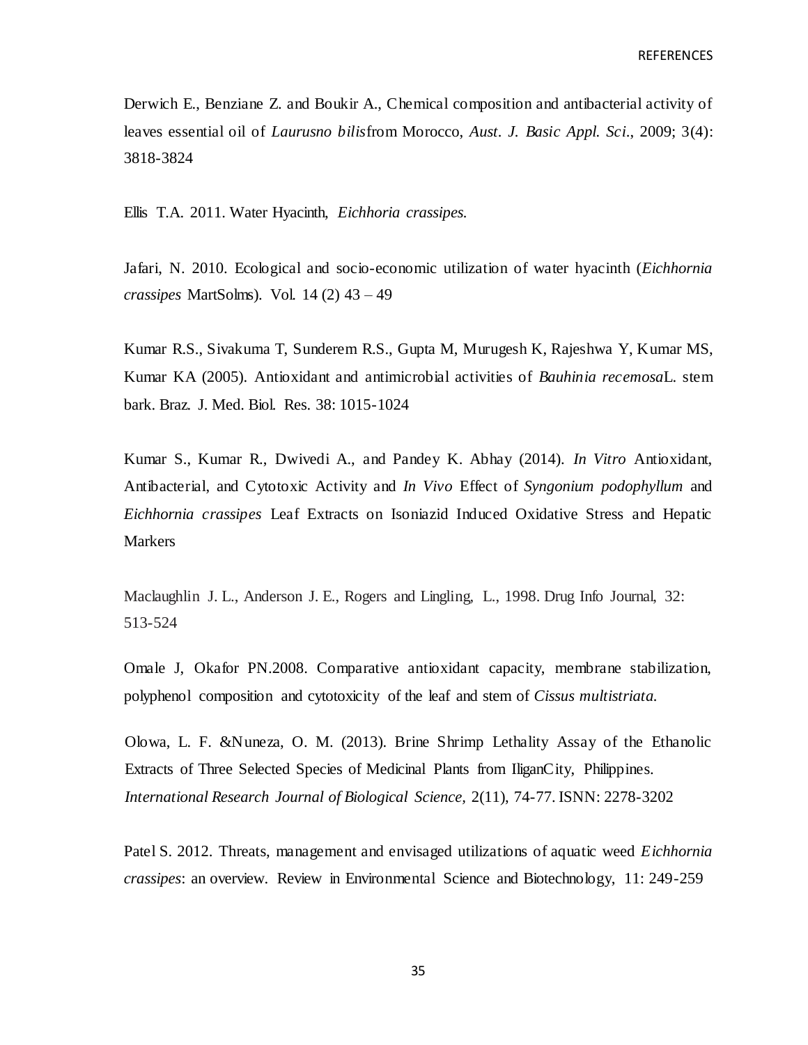Derwich E., Benziane Z. and Boukir A., Chemical composition and antibacterial activity of leaves essential oil of *Laurusno bilis*from Morocco, *Aust. J. Basic Appl. Sci*., 2009; 3(4): 3818-3824

Ellis T.A. 2011. Water Hyacinth, *Eichhoria crassipes.*

Jafari, N. 2010. Ecological and socio-economic utilization of water hyacinth (*Eichhornia crassipes* MartSolms). Vol. 14 (2) 43 – 49

Kumar R.S., Sivakuma T, Sunderem R.S., Gupta M, Murugesh K, Rajeshwa Y, Kumar MS, Kumar KA (2005). Antioxidant and antimicrobial activities of *Bauhinia recemosa*L. stem bark. Braz. J. Med. Biol. Res. 38: 1015-1024

Kumar S., Kumar R., Dwivedi A., and Pandey K. Abhay (2014). *In Vitro* Antioxidant, Antibacterial, and Cytotoxic Activity and *In Vivo* Effect of *Syngonium podophyllum* and *Eichhornia crassipes* Leaf Extracts on Isoniazid Induced Oxidative Stress and Hepatic Markers

Maclaughlin J. L., Anderson J. E., Rogers and Lingling, L., 1998. Drug Info Journal, 32: 513-524

Omale J, Okafor PN.2008. Comparative antioxidant capacity, membrane stabilization, polyphenol composition and cytotoxicity of the leaf and stem of *Cissus multistriata.*

Olowa, L. F. &Nuneza, O. M. (2013). Brine Shrimp Lethality Assay of the Ethanolic Extracts of Three Selected Species of Medicinal Plants from IliganCity, Philippines. *International Research Journal of Biological Science,* 2(11), 74-77. ISNN: 2278-3202

Patel S. 2012. Threats, management and envisaged utilizations of aquatic weed *Eichhornia crassipes*: an overview. Review in Environmental Science and Biotechnology, 11: 249-259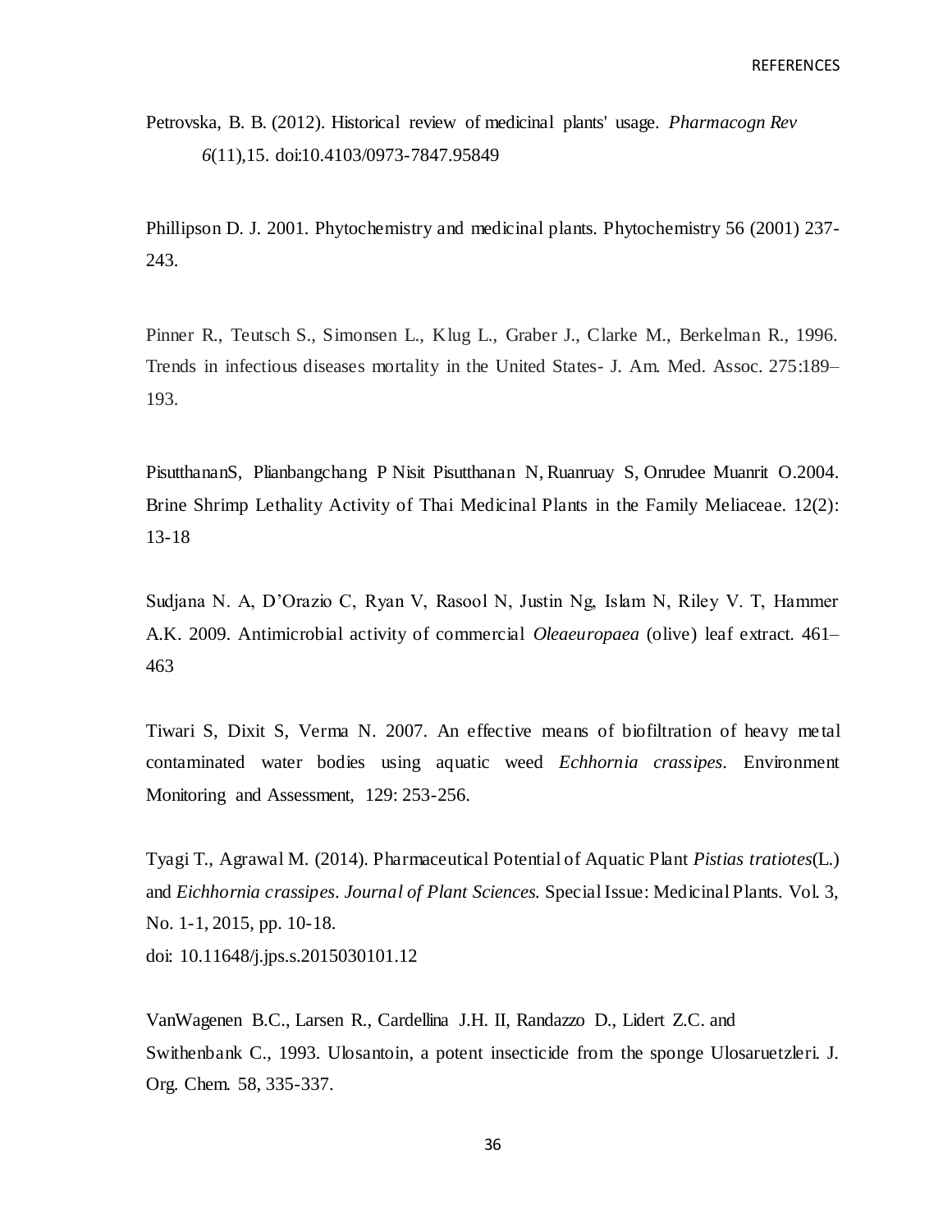Petrovska, B. B. (2012). Historical review of medicinal plants' usage. *Pharmacogn Rev* *6*(11),15. doi:10.4103/0973-7847.95849

Phillipson D. J. 2001. Phytochemistry and medicinal plants. Phytochemistry 56 (2001) 237-243.

Pinner R., Teutsch S., Simonsen L., Klug L., Graber J., Clarke M., Berkelman R., 1996. Trends in infectious diseases mortality in the United States- J. Am. Med. Assoc. 275:189–193.

PisutthananS, Plianbangchang P Nisit Pisutthanan N, Ruanruay S, Onrudee Muanrit O.2004. Brine Shrimp Lethality Activity of Thai Medicinal Plants in the Family Meliaceae. 12(2): 13-18

Sudjana N. A, D'Orazio C, Ryan V, Rasool N, Justin Ng, Islam N, Riley V. T, Hammer A.K. 2009. Antimicrobial activity of commercial *Oleaeuropaea* (olive) leaf extract. 461–463

Tiwari S, Dixit S, Verma N. 2007. An effective means of biofiltration of heavy metal contaminated water bodies using aquatic weed *Echhornia crassipes*. Environment Monitoring and Assessment, 129: 253-256.

Tyagi T., Agrawal M. (2014). Pharmaceutical Potential of Aquatic Plant *Pistias tratiotes*(L.) and *Eichhornia crassipes*. *Journal of Plant Sciences.* Special Issue: Medicinal Plants. Vol. 3, No. 1-1, 2015, pp. 10-18.
doi: 10.11648/j.jps.s.2015030101.12

VanWagenen B.C., Larsen R., Cardellina J.H. II, Randazzo D., Lidert Z.C. and Swithenbank C., 1993. Ulosantoin, a potent insecticide from the sponge Ulosaruetzleri. J. Org. Chem. 58, 335-337.